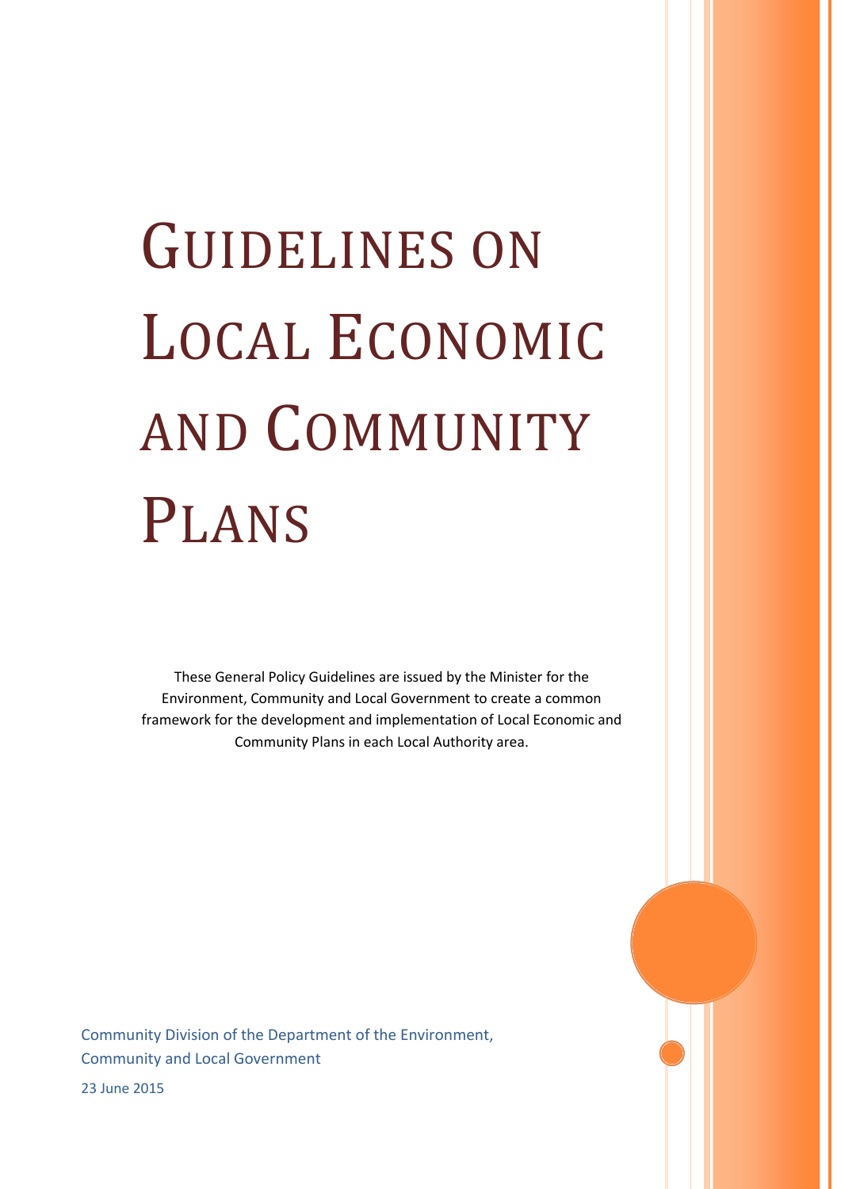# Guidelines on Local Economic and Community Plans

These General Policy Guidelines are issued by the Minister for the Environment, Community and Local Government to create a common framework for the development and implementation of Local Economic and Community Plans in each Local Authority area.

Community Division of the Department of the Environment, Community and Local Government

23 June 2015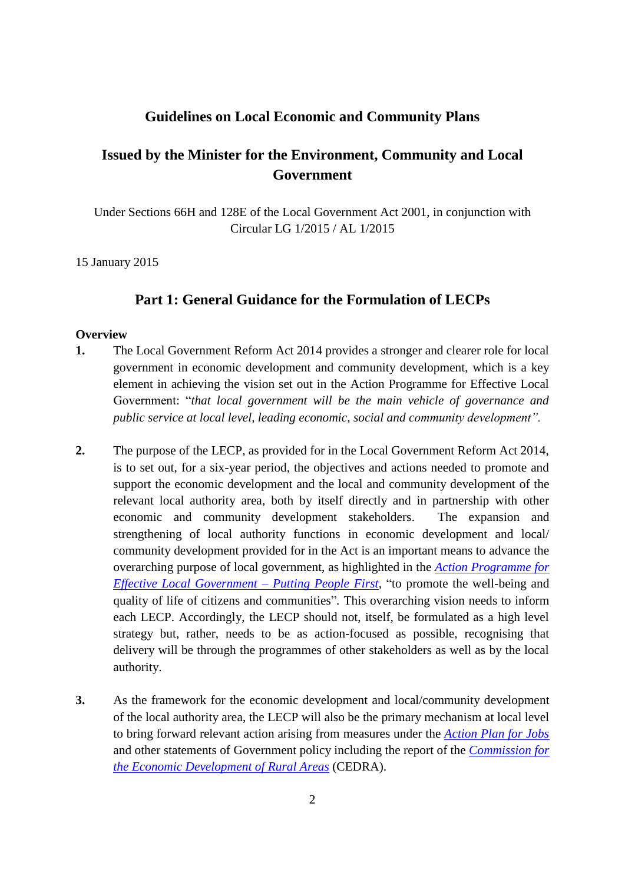**Guidelines on Local Economic and Community Plans**

**Issued by the Minister for the Environment, Community and Local Government**

Under Sections 66H and 128E of the Local Government Act 2001, in conjunction with Circular LG 1/2015 / AL 1/2015

15 January 2015

## Part 1: General Guidance for the Formulation of LECPs

### Overview

**1.** The Local Government Reform Act 2014 provides a stronger and clearer role for local government in economic development and community development, which is a key element in achieving the vision set out in the Action Programme for Effective Local Government: "*that local government will be the main vehicle of governance and public service at local level, leading economic, social and community development".*

**2.** The purpose of the LECP, as provided for in the Local Government Reform Act 2014, is to set out, for a six-year period, the objectives and actions needed to promote and support the economic development and the local and community development of the relevant local authority area, both by itself directly and in partnership with other economic and community development stakeholders. The expansion and strengthening of local authority functions in economic development and local/ community development provided for in the Act is an important means to advance the overarching purpose of local government, as highlighted in the *Action Programme for Effective Local Government – Putting People First*, "to promote the well-being and quality of life of citizens and communities". This overarching vision needs to inform each LECP. Accordingly, the LECP should not, itself, be formulated as a high level strategy but, rather, needs to be as action-focused as possible, recognising that delivery will be through the programmes of other stakeholders as well as by the local authority.

**3.** As the framework for the economic development and local/community development of the local authority area, the LECP will also be the primary mechanism at local level to bring forward relevant action arising from measures under the *Action Plan for Jobs* and other statements of Government policy including the report of the *Commission for the Economic Development of Rural Areas* (CEDRA).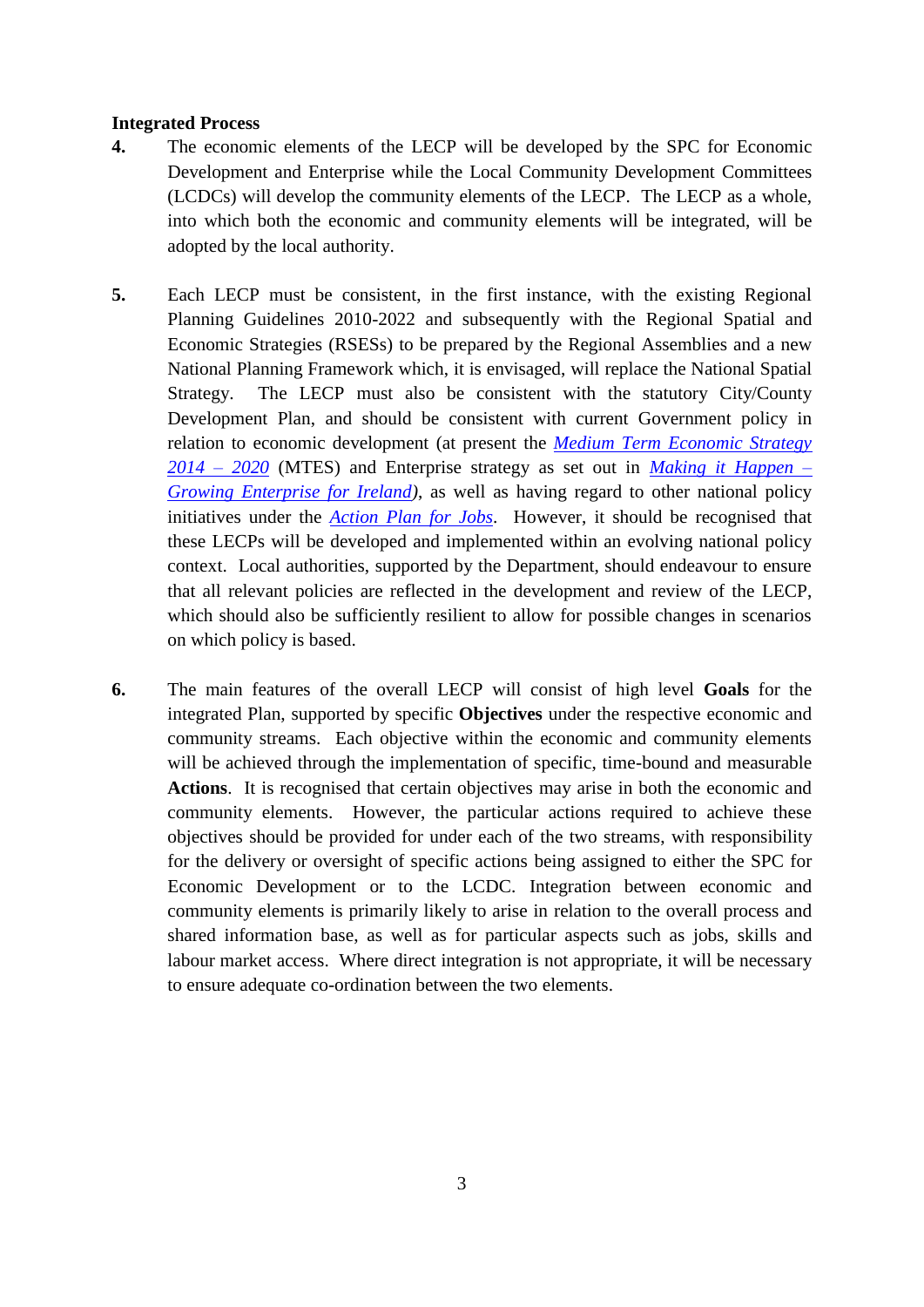**Integrated Process**

4. The economic elements of the LECP will be developed by the SPC for Economic Development and Enterprise while the Local Community Development Committees (LCDCs) will develop the community elements of the LECP. The LECP as a whole, into which both the economic and community elements will be integrated, will be adopted by the local authority.

5. Each LECP must be consistent, in the first instance, with the existing Regional Planning Guidelines 2010-2022 and subsequently with the Regional Spatial and Economic Strategies (RSESs) to be prepared by the Regional Assemblies and a new National Planning Framework which, it is envisaged, will replace the National Spatial Strategy. The LECP must also be consistent with the statutory City/County Development Plan, and should be consistent with current Government policy in relation to economic development (at present the *Medium Term Economic Strategy 2014 – 2020* (MTES) and Enterprise strategy as set out in *Making it Happen – Growing Enterprise for Ireland*), as well as having regard to other national policy initiatives under the *Action Plan for Jobs*. However, it should be recognised that these LECPs will be developed and implemented within an evolving national policy context. Local authorities, supported by the Department, should endeavour to ensure that all relevant policies are reflected in the development and review of the LECP, which should also be sufficiently resilient to allow for possible changes in scenarios on which policy is based.

6. The main features of the overall LECP will consist of high level **Goals** for the integrated Plan, supported by specific **Objectives** under the respective economic and community streams. Each objective within the economic and community elements will be achieved through the implementation of specific, time-bound and measurable **Actions**. It is recognised that certain objectives may arise in both the economic and community elements. However, the particular actions required to achieve these objectives should be provided for under each of the two streams, with responsibility for the delivery or oversight of specific actions being assigned to either the SPC for Economic Development or to the LCDC. Integration between economic and community elements is primarily likely to arise in relation to the overall process and shared information base, as well as for particular aspects such as jobs, skills and labour market access. Where direct integration is not appropriate, it will be necessary to ensure adequate co-ordination between the two elements.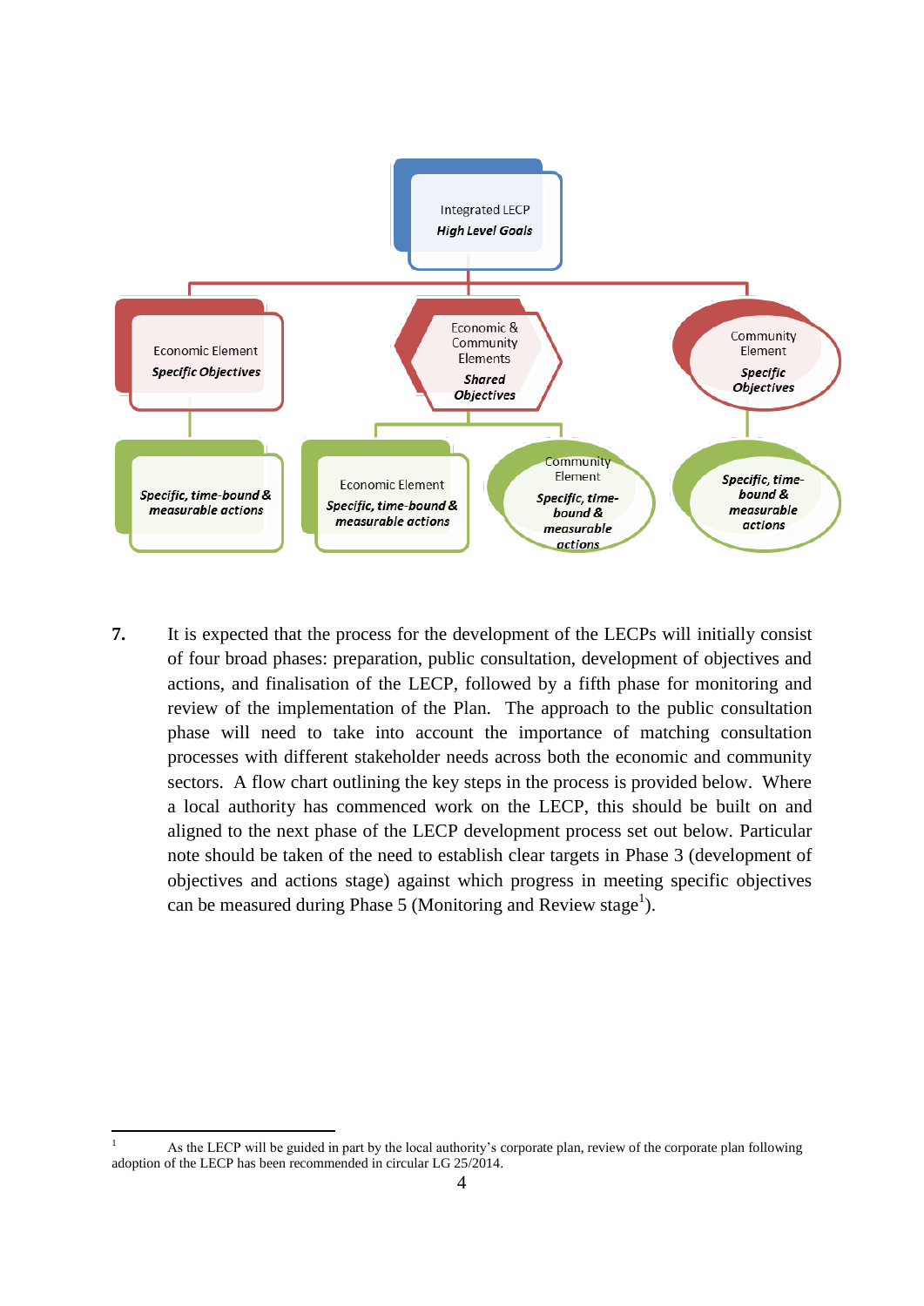Integrated LECP
*High Level Goals*

Economic Element
*Specific Objectives*

Economic & Community Elements
*Shared Objectives*

Community Element
*Specific Objectives*

*Specific, time-bound & measurable actions*

Economic Element
*Specific, time-bound & measurable actions*

Community Element
*Specific, time-bound & measurable actions*

*Specific, time-bound & measurable actions*

**7.** It is expected that the process for the development of the LECPs will initially consist of four broad phases: preparation, public consultation, development of objectives and actions, and finalisation of the LECP, followed by a fifth phase for monitoring and review of the implementation of the Plan. The approach to the public consultation phase will need to take into account the importance of matching consultation processes with different stakeholder needs across both the economic and community sectors. A flow chart outlining the key steps in the process is provided below. Where a local authority has commenced work on the LECP, this should be built on and aligned to the next phase of the LECP development process set out below. Particular note should be taken of the need to establish clear targets in Phase 3 (development of objectives and actions stage) against which progress in meeting specific objectives can be measured during Phase 5 (Monitoring and Review stage[1]).

---

[1] As the LECP will be guided in part by the local authority's corporate plan, review of the corporate plan following adoption of the LECP has been recommended in circular LG 25/2014.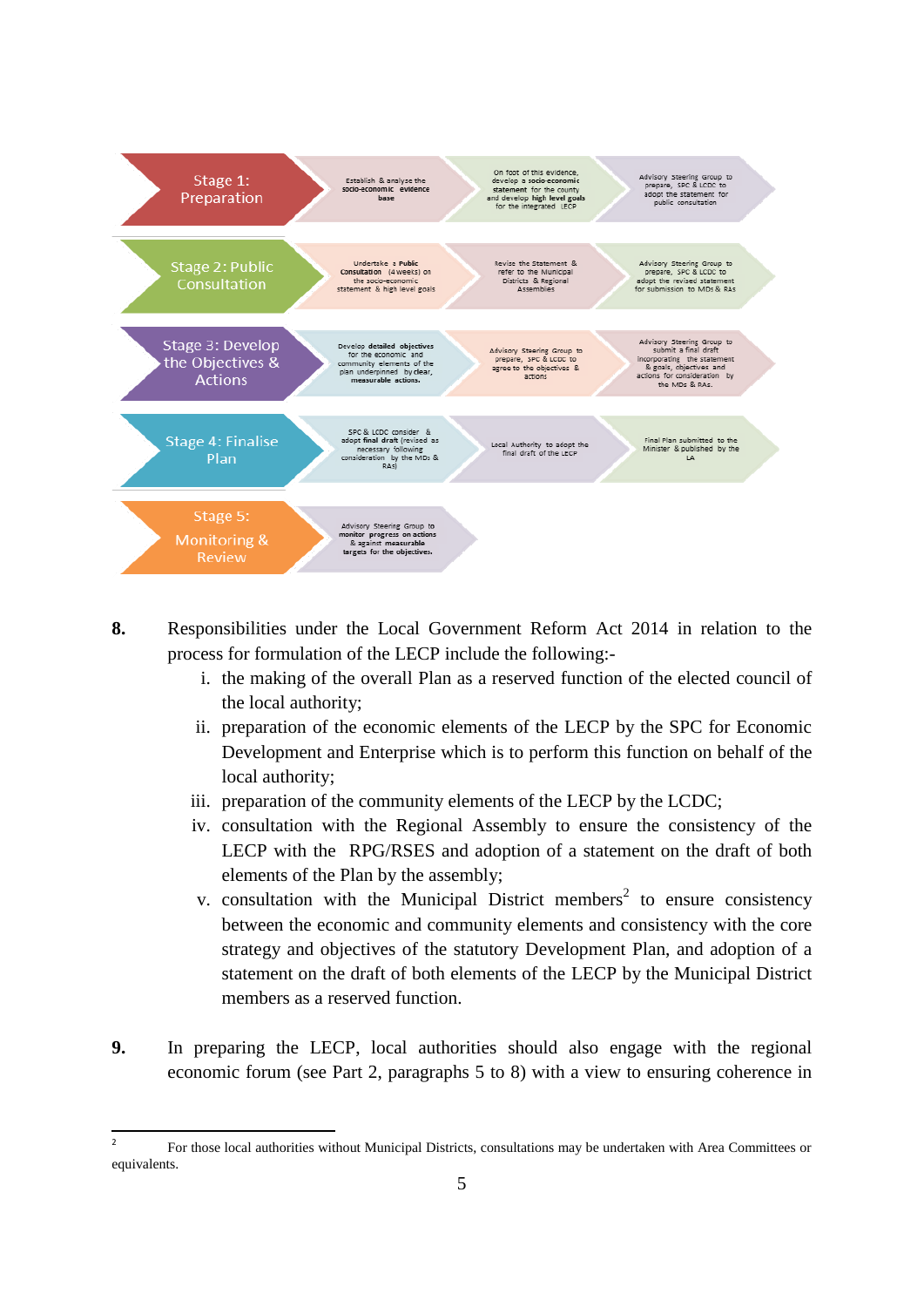| Stage | Step 1 | Step 2 | Step 3 |
| --- | --- | --- | --- |
| Stage 1: Preparation | Establish & analyse the socio-economic evidence base | On foot of this evidence, develop a socio-economic statement for the county and develop high level goals for the integrated LECP | Advisory Steering Group to prepare, SPC & LCDC to adopt the statement for public consultation |
| Stage 2: Public Consultation | Undertake a Public Consultation (4 weeks) on the socio-economic statement & high level goals | Revise the Statement & refer to the Municipal Districts & Regional Assemblies | Advisory Steering Group to prepare, SPC & LCDC to adopt the revised statement for submission to MDs & RAs |
| Stage 3: Develop the Objectives & Actions | Develop detailed objectives for the economic and community elements of the plan underpinned by clear, measurable actions. | Advisory Steering Group to prepare, SPC & LCDC to agree to the objectives & actions | Advisory Steering Group to submit a final draft incorporating the statement & goals, objectives and actions for consideration by the MDs & RAs. |
| Stage 4: Finalise Plan | SPC & LCDC consider & adopt final draft (revised as necessary following consideration by the MDs & RAs) | Local Authority to adopt the final draft of the LECP | Final Plan submitted to the Minister & published by the LA |
| Stage 5: Monitoring & Review | Advisory Steering Group to monitor progress on actions & against measurable targets for the objectives. | | |

**8.** Responsibilities under the Local Government Reform Act 2014 in relation to the process for formulation of the LECP include the following:-

i. the making of the overall Plan as a reserved function of the elected council of the local authority;

ii. preparation of the economic elements of the LECP by the SPC for Economic Development and Enterprise which is to perform this function on behalf of the local authority;

iii. preparation of the community elements of the LECP by the LCDC;

iv. consultation with the Regional Assembly to ensure the consistency of the LECP with the RPG/RSES and adoption of a statement on the draft of both elements of the Plan by the assembly;

v. consultation with the Municipal District members[2] to ensure consistency between the economic and community elements and consistency with the core strategy and objectives of the statutory Development Plan, and adoption of a statement on the draft of both elements of the LECP by the Municipal District members as a reserved function.

**9.** In preparing the LECP, local authorities should also engage with the regional economic forum (see Part 2, paragraphs 5 to 8) with a view to ensuring coherence in

---

[2] For those local authorities without Municipal Districts, consultations may be undertaken with Area Committees or equivalents.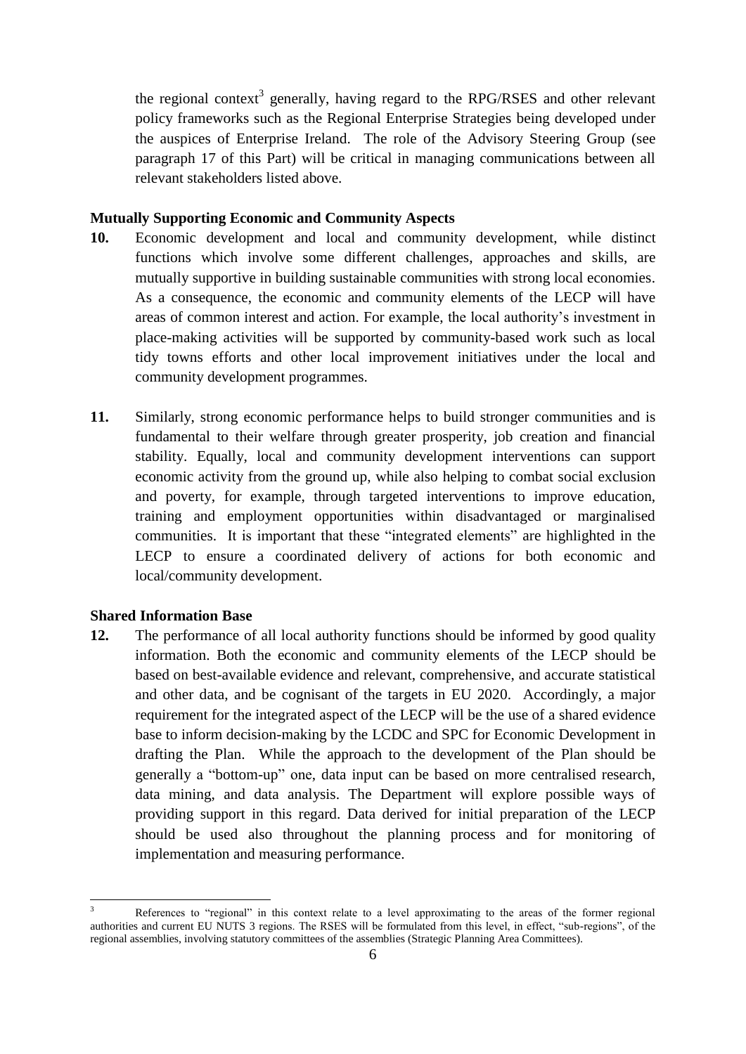the regional context[3] generally, having regard to the RPG/RSES and other relevant policy frameworks such as the Regional Enterprise Strategies being developed under the auspices of Enterprise Ireland. The role of the Advisory Steering Group (see paragraph 17 of this Part) will be critical in managing communications between all relevant stakeholders listed above.

**Mutually Supporting Economic and Community Aspects**

**10.** Economic development and local and community development, while distinct functions which involve some different challenges, approaches and skills, are mutually supportive in building sustainable communities with strong local economies. As a consequence, the economic and community elements of the LECP will have areas of common interest and action. For example, the local authority's investment in place-making activities will be supported by community-based work such as local tidy towns efforts and other local improvement initiatives under the local and community development programmes.

**11.** Similarly, strong economic performance helps to build stronger communities and is fundamental to their welfare through greater prosperity, job creation and financial stability. Equally, local and community development interventions can support economic activity from the ground up, while also helping to combat social exclusion and poverty, for example, through targeted interventions to improve education, training and employment opportunities within disadvantaged or marginalised communities. It is important that these "integrated elements" are highlighted in the LECP to ensure a coordinated delivery of actions for both economic and local/community development.

**Shared Information Base**

**12.** The performance of all local authority functions should be informed by good quality information. Both the economic and community elements of the LECP should be based on best-available evidence and relevant, comprehensive, and accurate statistical and other data, and be cognisant of the targets in EU 2020. Accordingly, a major requirement for the integrated aspect of the LECP will be the use of a shared evidence base to inform decision-making by the LCDC and SPC for Economic Development in drafting the Plan. While the approach to the development of the Plan should be generally a "bottom-up" one, data input can be based on more centralised research, data mining, and data analysis. The Department will explore possible ways of providing support in this regard. Data derived for initial preparation of the LECP should be used also throughout the planning process and for monitoring of implementation and measuring performance.

---

[3] References to "regional" in this context relate to a level approximating to the areas of the former regional authorities and current EU NUTS 3 regions. The RSES will be formulated from this level, in effect, "sub-regions", of the regional assemblies, involving statutory committees of the assemblies (Strategic Planning Area Committees).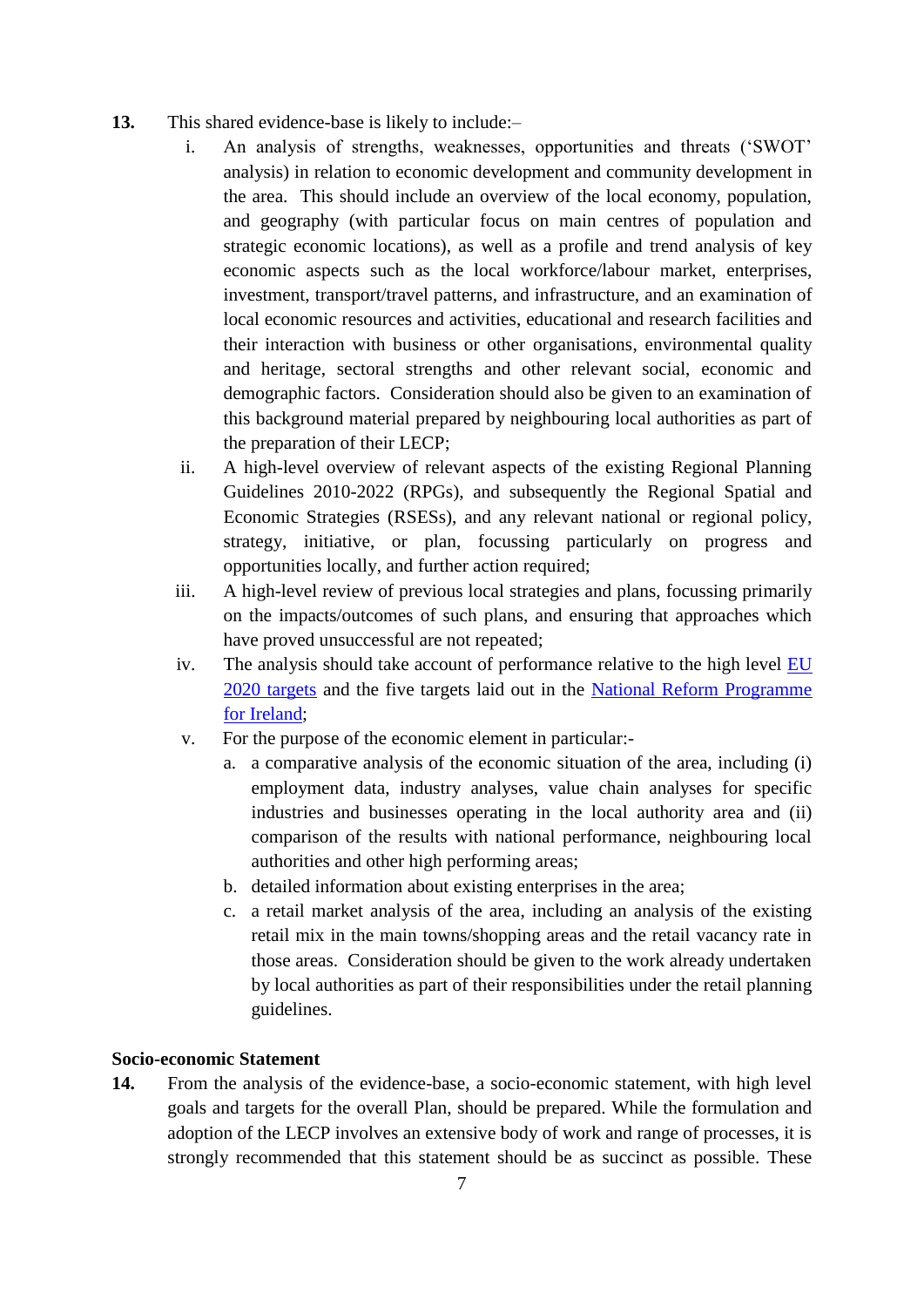**13.** This shared evidence-base is likely to include:–

i. An analysis of strengths, weaknesses, opportunities and threats ('SWOT' analysis) in relation to economic development and community development in the area. This should include an overview of the local economy, population, and geography (with particular focus on main centres of population and strategic economic locations), as well as a profile and trend analysis of key economic aspects such as the local workforce/labour market, enterprises, investment, transport/travel patterns, and infrastructure, and an examination of local economic resources and activities, educational and research facilities and their interaction with business or other organisations, environmental quality and heritage, sectoral strengths and other relevant social, economic and demographic factors. Consideration should also be given to an examination of this background material prepared by neighbouring local authorities as part of the preparation of their LECP;

ii. A high-level overview of relevant aspects of the existing Regional Planning Guidelines 2010-2022 (RPGs), and subsequently the Regional Spatial and Economic Strategies (RSESs), and any relevant national or regional policy, strategy, initiative, or plan, focussing particularly on progress and opportunities locally, and further action required;

iii. A high-level review of previous local strategies and plans, focussing primarily on the impacts/outcomes of such plans, and ensuring that approaches which have proved unsuccessful are not repeated;

iv. The analysis should take account of performance relative to the high level EU 2020 targets and the five targets laid out in the National Reform Programme for Ireland;

v. For the purpose of the economic element in particular:-

   a. a comparative analysis of the economic situation of the area, including (i) employment data, industry analyses, value chain analyses for specific industries and businesses operating in the local authority area and (ii) comparison of the results with national performance, neighbouring local authorities and other high performing areas;

   b. detailed information about existing enterprises in the area;

   c. a retail market analysis of the area, including an analysis of the existing retail mix in the main towns/shopping areas and the retail vacancy rate in those areas. Consideration should be given to the work already undertaken by local authorities as part of their responsibilities under the retail planning guidelines.

**Socio-economic Statement**

**14.** From the analysis of the evidence-base, a socio-economic statement, with high level goals and targets for the overall Plan, should be prepared. While the formulation and adoption of the LECP involves an extensive body of work and range of processes, it is strongly recommended that this statement should be as succinct as possible. These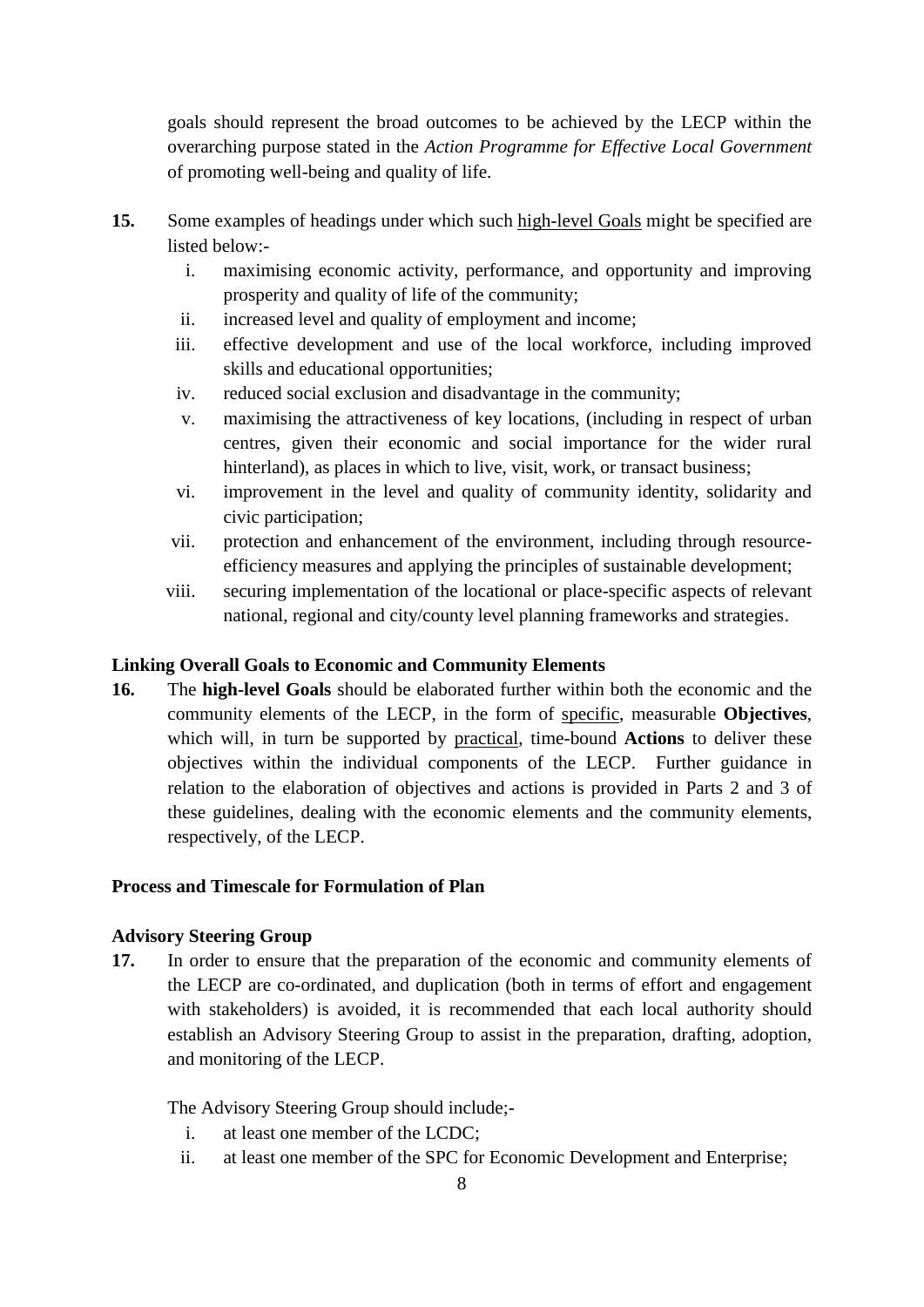goals should represent the broad outcomes to be achieved by the LECP within the overarching purpose stated in the *Action Programme for Effective Local Government* of promoting well-being and quality of life.

**15.** Some examples of headings under which such high-level Goals might be specified are listed below:-

i. maximising economic activity, performance, and opportunity and improving prosperity and quality of life of the community;
ii. increased level and quality of employment and income;
iii. effective development and use of the local workforce, including improved skills and educational opportunities;
iv. reduced social exclusion and disadvantage in the community;
v. maximising the attractiveness of key locations, (including in respect of urban centres, given their economic and social importance for the wider rural hinterland), as places in which to live, visit, work, or transact business;
vi. improvement in the level and quality of community identity, solidarity and civic participation;
vii. protection and enhancement of the environment, including through resource-efficiency measures and applying the principles of sustainable development;
viii. securing implementation of the locational or place-specific aspects of relevant national, regional and city/county level planning frameworks and strategies.

**Linking Overall Goals to Economic and Community Elements**

**16.** The **high-level Goals** should be elaborated further within both the economic and the community elements of the LECP, in the form of specific, measurable **Objectives**, which will, in turn be supported by practical, time-bound **Actions** to deliver these objectives within the individual components of the LECP. Further guidance in relation to the elaboration of objectives and actions is provided in Parts 2 and 3 of these guidelines, dealing with the economic elements and the community elements, respectively, of the LECP.

**Process and Timescale for Formulation of Plan**

**Advisory Steering Group**

**17.** In order to ensure that the preparation of the economic and community elements of the LECP are co-ordinated, and duplication (both in terms of effort and engagement with stakeholders) is avoided, it is recommended that each local authority should establish an Advisory Steering Group to assist in the preparation, drafting, adoption, and monitoring of the LECP.

The Advisory Steering Group should include;-

i. at least one member of the LCDC;
ii. at least one member of the SPC for Economic Development and Enterprise;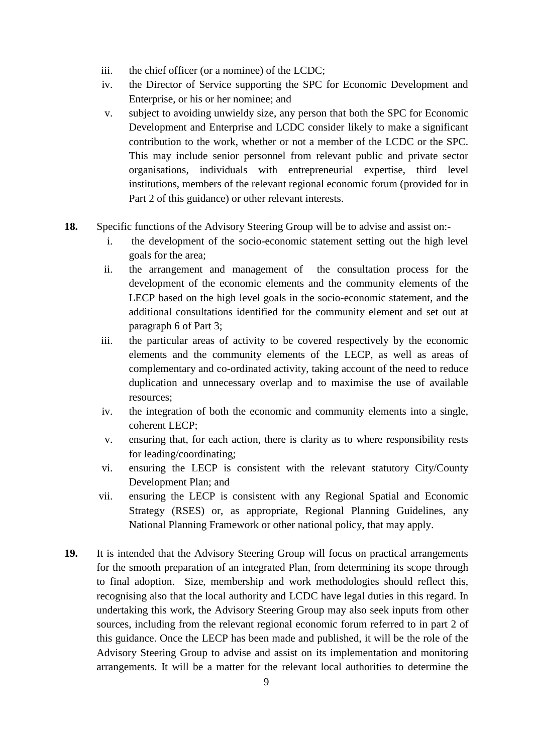iii. the chief officer (or a nominee) of the LCDC;

iv. the Director of Service supporting the SPC for Economic Development and Enterprise, or his or her nominee; and

v. subject to avoiding unwieldy size, any person that both the SPC for Economic Development and Enterprise and LCDC consider likely to make a significant contribution to the work, whether or not a member of the LCDC or the SPC. This may include senior personnel from relevant public and private sector organisations, individuals with entrepreneurial expertise, third level institutions, members of the relevant regional economic forum (provided for in Part 2 of this guidance) or other relevant interests.

**18.** Specific functions of the Advisory Steering Group will be to advise and assist on:-

i. the development of the socio-economic statement setting out the high level goals for the area;

ii. the arrangement and management of the consultation process for the development of the economic elements and the community elements of the LECP based on the high level goals in the socio-economic statement, and the additional consultations identified for the community element and set out at paragraph 6 of Part 3;

iii. the particular areas of activity to be covered respectively by the economic elements and the community elements of the LECP, as well as areas of complementary and co-ordinated activity, taking account of the need to reduce duplication and unnecessary overlap and to maximise the use of available resources;

iv. the integration of both the economic and community elements into a single, coherent LECP;

v. ensuring that, for each action, there is clarity as to where responsibility rests for leading/coordinating;

vi. ensuring the LECP is consistent with the relevant statutory City/County Development Plan; and

vii. ensuring the LECP is consistent with any Regional Spatial and Economic Strategy (RSES) or, as appropriate, Regional Planning Guidelines, any National Planning Framework or other national policy, that may apply.

**19.** It is intended that the Advisory Steering Group will focus on practical arrangements for the smooth preparation of an integrated Plan, from determining its scope through to final adoption. Size, membership and work methodologies should reflect this, recognising also that the local authority and LCDC have legal duties in this regard. In undertaking this work, the Advisory Steering Group may also seek inputs from other sources, including from the relevant regional economic forum referred to in part 2 of this guidance. Once the LECP has been made and published, it will be the role of the Advisory Steering Group to advise and assist on its implementation and monitoring arrangements. It will be a matter for the relevant local authorities to determine the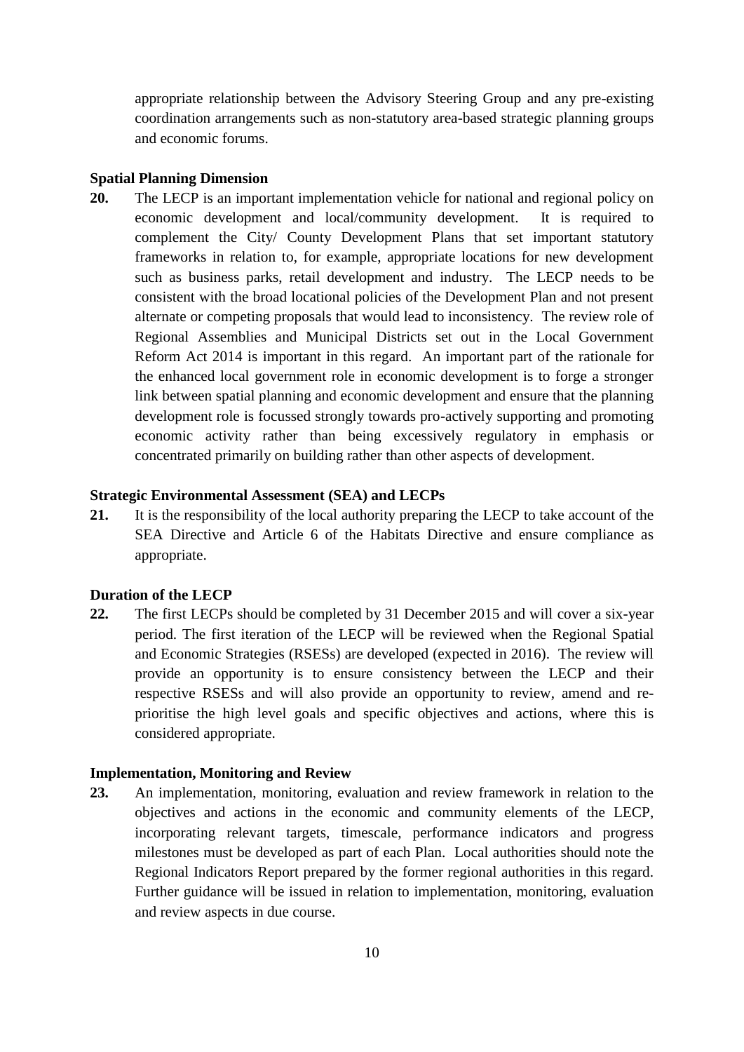appropriate relationship between the Advisory Steering Group and any pre-existing coordination arrangements such as non-statutory area-based strategic planning groups and economic forums.

**Spatial Planning Dimension**

**20.** The LECP is an important implementation vehicle for national and regional policy on economic development and local/community development. It is required to complement the City/ County Development Plans that set important statutory frameworks in relation to, for example, appropriate locations for new development such as business parks, retail development and industry. The LECP needs to be consistent with the broad locational policies of the Development Plan and not present alternate or competing proposals that would lead to inconsistency. The review role of Regional Assemblies and Municipal Districts set out in the Local Government Reform Act 2014 is important in this regard. An important part of the rationale for the enhanced local government role in economic development is to forge a stronger link between spatial planning and economic development and ensure that the planning development role is focussed strongly towards pro-actively supporting and promoting economic activity rather than being excessively regulatory in emphasis or concentrated primarily on building rather than other aspects of development.

**Strategic Environmental Assessment (SEA) and LECPs**

**21.** It is the responsibility of the local authority preparing the LECP to take account of the SEA Directive and Article 6 of the Habitats Directive and ensure compliance as appropriate.

**Duration of the LECP**

**22.** The first LECPs should be completed by 31 December 2015 and will cover a six-year period. The first iteration of the LECP will be reviewed when the Regional Spatial and Economic Strategies (RSESs) are developed (expected in 2016). The review will provide an opportunity is to ensure consistency between the LECP and their respective RSESs and will also provide an opportunity to review, amend and re-prioritise the high level goals and specific objectives and actions, where this is considered appropriate.

**Implementation, Monitoring and Review**

**23.** An implementation, monitoring, evaluation and review framework in relation to the objectives and actions in the economic and community elements of the LECP, incorporating relevant targets, timescale, performance indicators and progress milestones must be developed as part of each Plan. Local authorities should note the Regional Indicators Report prepared by the former regional authorities in this regard. Further guidance will be issued in relation to implementation, monitoring, evaluation and review aspects in due course.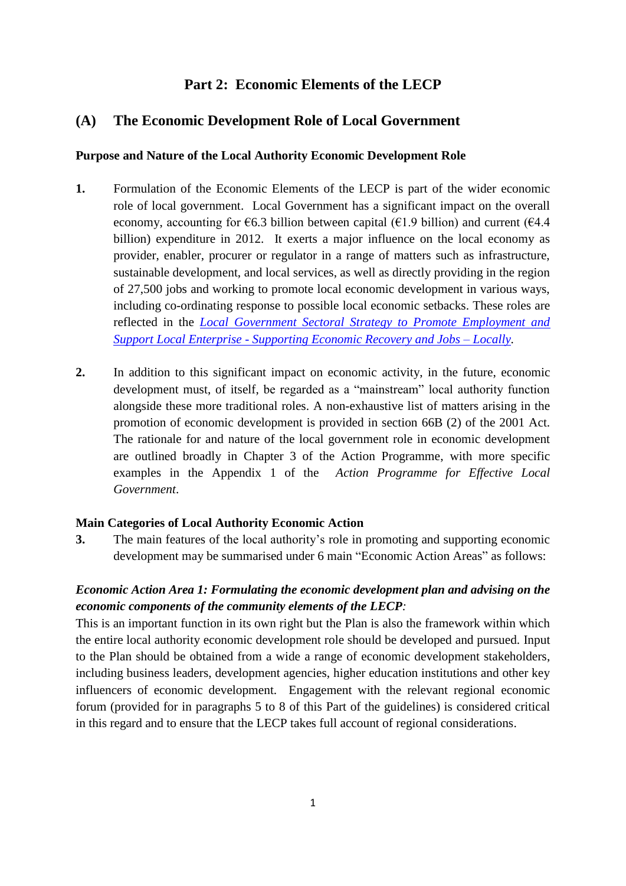# Part 2: Economic Elements of the LECP

## (A) The Economic Development Role of Local Government

### Purpose and Nature of the Local Authority Economic Development Role

**1.** Formulation of the Economic Elements of the LECP is part of the wider economic role of local government. Local Government has a significant impact on the overall economy, accounting for €6.3 billion between capital (€1.9 billion) and current (€4.4 billion) expenditure in 2012. It exerts a major influence on the local economy as provider, enabler, procurer or regulator in a range of matters such as infrastructure, sustainable development, and local services, as well as directly providing in the region of 27,500 jobs and working to promote local economic development in various ways, including co-ordinating response to possible local economic setbacks. These roles are reflected in the *Local Government Sectoral Strategy to Promote Employment and Support Local Enterprise - Supporting Economic Recovery and Jobs – Locally*.

**2.** In addition to this significant impact on economic activity, in the future, economic development must, of itself, be regarded as a "mainstream" local authority function alongside these more traditional roles. A non-exhaustive list of matters arising in the promotion of economic development is provided in section 66B (2) of the 2001 Act. The rationale for and nature of the local government role in economic development are outlined broadly in Chapter 3 of the Action Programme, with more specific examples in the Appendix 1 of the *Action Programme for Effective Local Government*.

### Main Categories of Local Authority Economic Action

**3.** The main features of the local authority's role in promoting and supporting economic development may be summarised under 6 main "Economic Action Areas" as follows:

***Economic Action Area 1: Formulating the economic development plan and advising on the economic components of the community elements of the LECP:***

This is an important function in its own right but the Plan is also the framework within which the entire local authority economic development role should be developed and pursued. Input to the Plan should be obtained from a wide a range of economic development stakeholders, including business leaders, development agencies, higher education institutions and other key influencers of economic development. Engagement with the relevant regional economic forum (provided for in paragraphs 5 to 8 of this Part of the guidelines) is considered critical in this regard and to ensure that the LECP takes full account of regional considerations.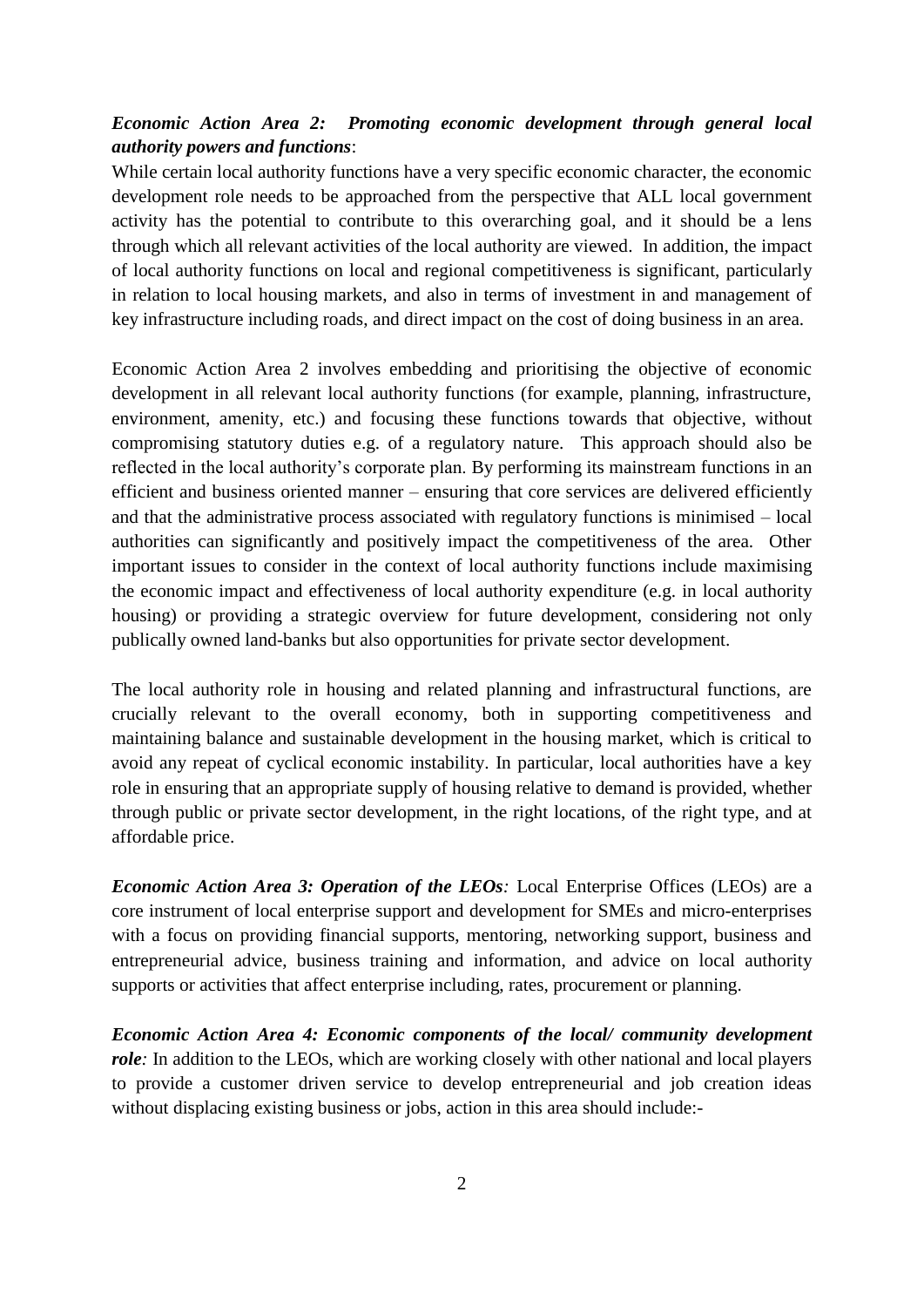***Economic Action Area 2: Promoting economic development through general local authority powers and functions***:

While certain local authority functions have a very specific economic character, the economic development role needs to be approached from the perspective that ALL local government activity has the potential to contribute to this overarching goal, and it should be a lens through which all relevant activities of the local authority are viewed. In addition, the impact of local authority functions on local and regional competitiveness is significant, particularly in relation to local housing markets, and also in terms of investment in and management of key infrastructure including roads, and direct impact on the cost of doing business in an area.

Economic Action Area 2 involves embedding and prioritising the objective of economic development in all relevant local authority functions (for example, planning, infrastructure, environment, amenity, etc.) and focusing these functions towards that objective, without compromising statutory duties e.g. of a regulatory nature. This approach should also be reflected in the local authority's corporate plan. By performing its mainstream functions in an efficient and business oriented manner – ensuring that core services are delivered efficiently and that the administrative process associated with regulatory functions is minimised – local authorities can significantly and positively impact the competitiveness of the area. Other important issues to consider in the context of local authority functions include maximising the economic impact and effectiveness of local authority expenditure (e.g. in local authority housing) or providing a strategic overview for future development, considering not only publically owned land-banks but also opportunities for private sector development.

The local authority role in housing and related planning and infrastructural functions, are crucially relevant to the overall economy, both in supporting competitiveness and maintaining balance and sustainable development in the housing market, which is critical to avoid any repeat of cyclical economic instability. In particular, local authorities have a key role in ensuring that an appropriate supply of housing relative to demand is provided, whether through public or private sector development, in the right locations, of the right type, and at affordable price.

***Economic Action Area 3: Operation of the LEOs****:* Local Enterprise Offices (LEOs) are a core instrument of local enterprise support and development for SMEs and micro-enterprises with a focus on providing financial supports, mentoring, networking support, business and entrepreneurial advice, business training and information, and advice on local authority supports or activities that affect enterprise including, rates, procurement or planning.

***Economic Action Area 4: Economic components of the local/ community development role****:* In addition to the LEOs, which are working closely with other national and local players to provide a customer driven service to develop entrepreneurial and job creation ideas without displacing existing business or jobs, action in this area should include:-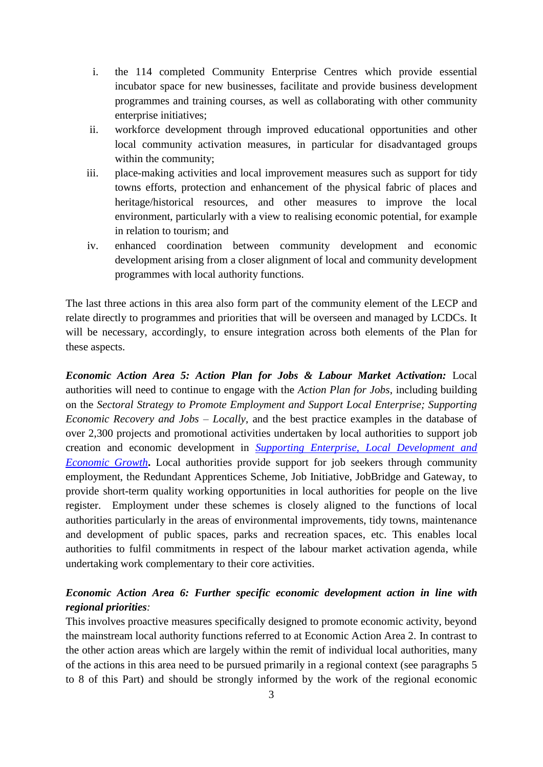i. the 114 completed Community Enterprise Centres which provide essential incubator space for new businesses, facilitate and provide business development programmes and training courses, as well as collaborating with other community enterprise initiatives;
ii. workforce development through improved educational opportunities and other local community activation measures, in particular for disadvantaged groups within the community;
iii. place-making activities and local improvement measures such as support for tidy towns efforts, protection and enhancement of the physical fabric of places and heritage/historical resources, and other measures to improve the local environment, particularly with a view to realising economic potential, for example in relation to tourism; and
iv. enhanced coordination between community development and economic development arising from a closer alignment of local and community development programmes with local authority functions.

The last three actions in this area also form part of the community element of the LECP and relate directly to programmes and priorities that will be overseen and managed by LCDCs. It will be necessary, accordingly, to ensure integration across both elements of the Plan for these aspects.

***Economic Action Area 5: Action Plan for Jobs & Labour Market Activation:*** Local authorities will need to continue to engage with the *Action Plan for Jobs*, including building on the *Sectoral Strategy to Promote Employment and Support Local Enterprise; Supporting Economic Recovery and Jobs – Locally*, and the best practice examples in the database of over 2,300 projects and promotional activities undertaken by local authorities to support job creation and economic development in ***Supporting Enterprise, Local Development and Economic Growth***. Local authorities provide support for job seekers through community employment, the Redundant Apprentices Scheme, Job Initiative, JobBridge and Gateway, to provide short-term quality working opportunities in local authorities for people on the live register. Employment under these schemes is closely aligned to the functions of local authorities particularly in the areas of environmental improvements, tidy towns, maintenance and development of public spaces, parks and recreation spaces, etc. This enables local authorities to fulfil commitments in respect of the labour market activation agenda, while undertaking work complementary to their core activities.

***Economic Action Area 6: Further specific economic development action in line with regional priorities:***
This involves proactive measures specifically designed to promote economic activity, beyond the mainstream local authority functions referred to at Economic Action Area 2. In contrast to the other action areas which are largely within the remit of individual local authorities, many of the actions in this area need to be pursued primarily in a regional context (see paragraphs 5 to 8 of this Part) and should be strongly informed by the work of the regional economic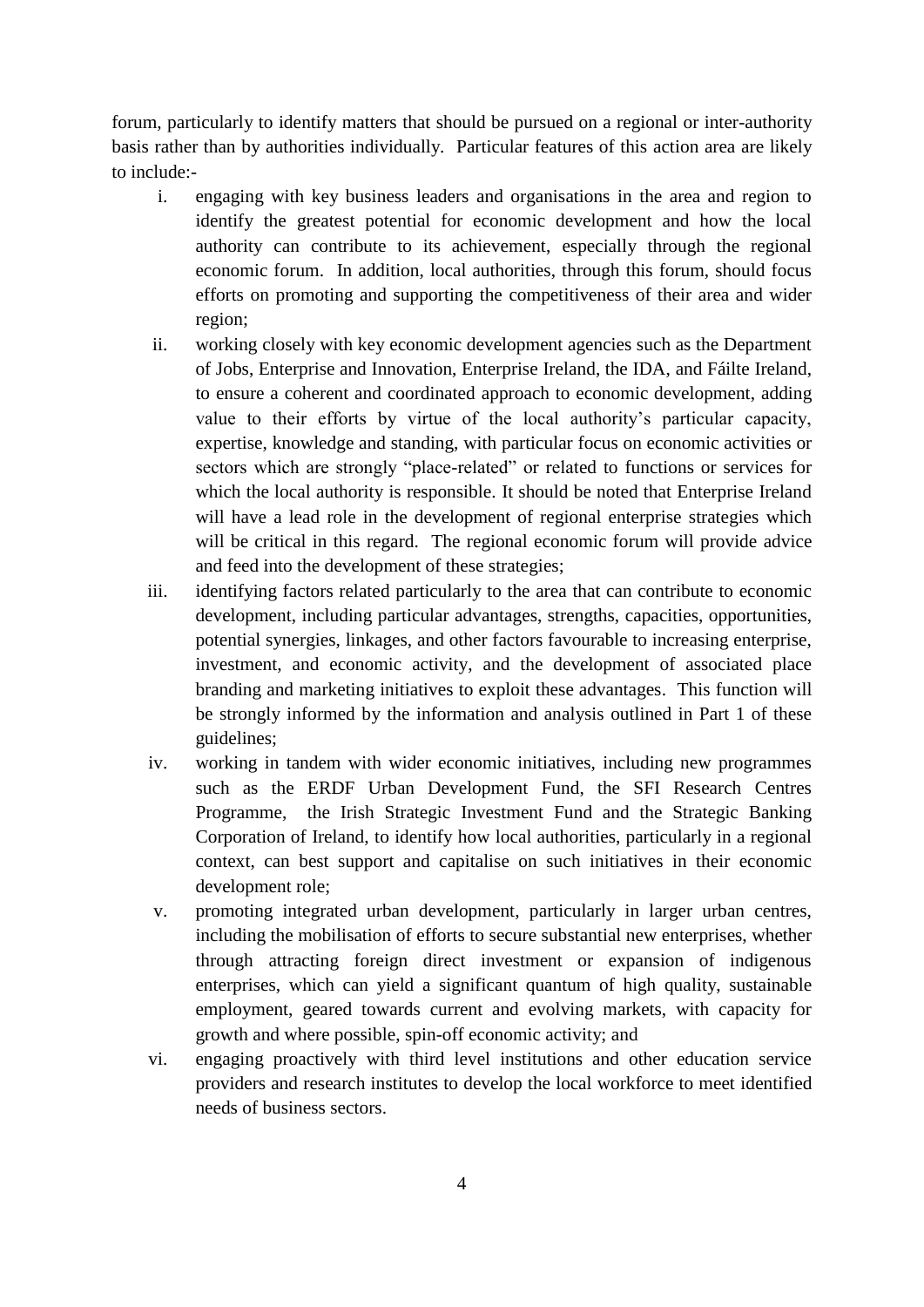forum, particularly to identify matters that should be pursued on a regional or inter-authority basis rather than by authorities individually. Particular features of this action area are likely to include:-

i. engaging with key business leaders and organisations in the area and region to identify the greatest potential for economic development and how the local authority can contribute to its achievement, especially through the regional economic forum. In addition, local authorities, through this forum, should focus efforts on promoting and supporting the competitiveness of their area and wider region;

ii. working closely with key economic development agencies such as the Department of Jobs, Enterprise and Innovation, Enterprise Ireland, the IDA, and Fáilte Ireland, to ensure a coherent and coordinated approach to economic development, adding value to their efforts by virtue of the local authority's particular capacity, expertise, knowledge and standing, with particular focus on economic activities or sectors which are strongly "place-related" or related to functions or services for which the local authority is responsible. It should be noted that Enterprise Ireland will have a lead role in the development of regional enterprise strategies which will be critical in this regard. The regional economic forum will provide advice and feed into the development of these strategies;

iii. identifying factors related particularly to the area that can contribute to economic development, including particular advantages, strengths, capacities, opportunities, potential synergies, linkages, and other factors favourable to increasing enterprise, investment, and economic activity, and the development of associated place branding and marketing initiatives to exploit these advantages. This function will be strongly informed by the information and analysis outlined in Part 1 of these guidelines;

iv. working in tandem with wider economic initiatives, including new programmes such as the ERDF Urban Development Fund, the SFI Research Centres Programme, the Irish Strategic Investment Fund and the Strategic Banking Corporation of Ireland, to identify how local authorities, particularly in a regional context, can best support and capitalise on such initiatives in their economic development role;

v. promoting integrated urban development, particularly in larger urban centres, including the mobilisation of efforts to secure substantial new enterprises, whether through attracting foreign direct investment or expansion of indigenous enterprises, which can yield a significant quantum of high quality, sustainable employment, geared towards current and evolving markets, with capacity for growth and where possible, spin-off economic activity; and

vi. engaging proactively with third level institutions and other education service providers and research institutes to develop the local workforce to meet identified needs of business sectors.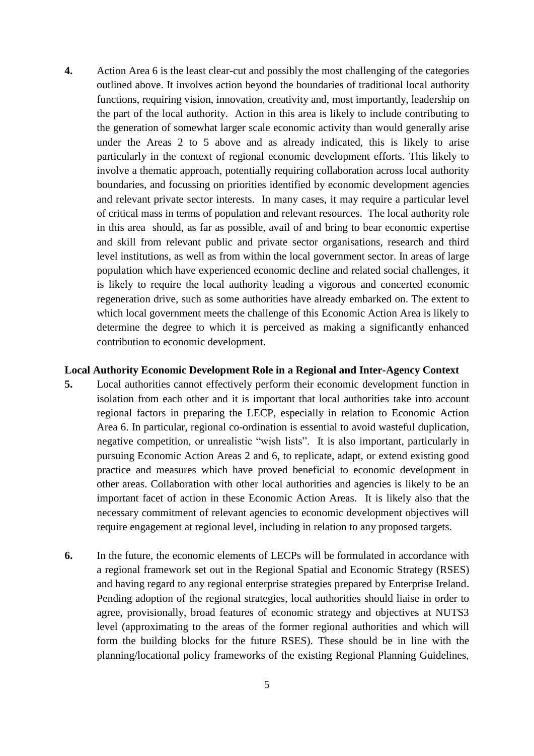**4.** Action Area 6 is the least clear-cut and possibly the most challenging of the categories outlined above. It involves action beyond the boundaries of traditional local authority functions, requiring vision, innovation, creativity and, most importantly, leadership on the part of the local authority. Action in this area is likely to include contributing to the generation of somewhat larger scale economic activity than would generally arise under the Areas 2 to 5 above and as already indicated, this is likely to arise particularly in the context of regional economic development efforts. This likely to involve a thematic approach, potentially requiring collaboration across local authority boundaries, and focussing on priorities identified by economic development agencies and relevant private sector interests. In many cases, it may require a particular level of critical mass in terms of population and relevant resources. The local authority role in this area should, as far as possible, avail of and bring to bear economic expertise and skill from relevant public and private sector organisations, research and third level institutions, as well as from within the local government sector. In areas of large population which have experienced economic decline and related social challenges, it is likely to require the local authority leading a vigorous and concerted economic regeneration drive, such as some authorities have already embarked on. The extent to which local government meets the challenge of this Economic Action Area is likely to determine the degree to which it is perceived as making a significantly enhanced contribution to economic development.

**Local Authority Economic Development Role in a Regional and Inter-Agency Context**

**5.** Local authorities cannot effectively perform their economic development function in isolation from each other and it is important that local authorities take into account regional factors in preparing the LECP, especially in relation to Economic Action Area 6. In particular, regional co-ordination is essential to avoid wasteful duplication, negative competition, or unrealistic "wish lists". It is also important, particularly in pursuing Economic Action Areas 2 and 6, to replicate, adapt, or extend existing good practice and measures which have proved beneficial to economic development in other areas. Collaboration with other local authorities and agencies is likely to be an important facet of action in these Economic Action Areas. It is likely also that the necessary commitment of relevant agencies to economic development objectives will require engagement at regional level, including in relation to any proposed targets.

**6.** In the future, the economic elements of LECPs will be formulated in accordance with a regional framework set out in the Regional Spatial and Economic Strategy (RSES) and having regard to any regional enterprise strategies prepared by Enterprise Ireland. Pending adoption of the regional strategies, local authorities should liaise in order to agree, provisionally, broad features of economic strategy and objectives at NUTS3 level (approximating to the areas of the former regional authorities and which will form the building blocks for the future RSES). These should be in line with the planning/locational policy frameworks of the existing Regional Planning Guidelines,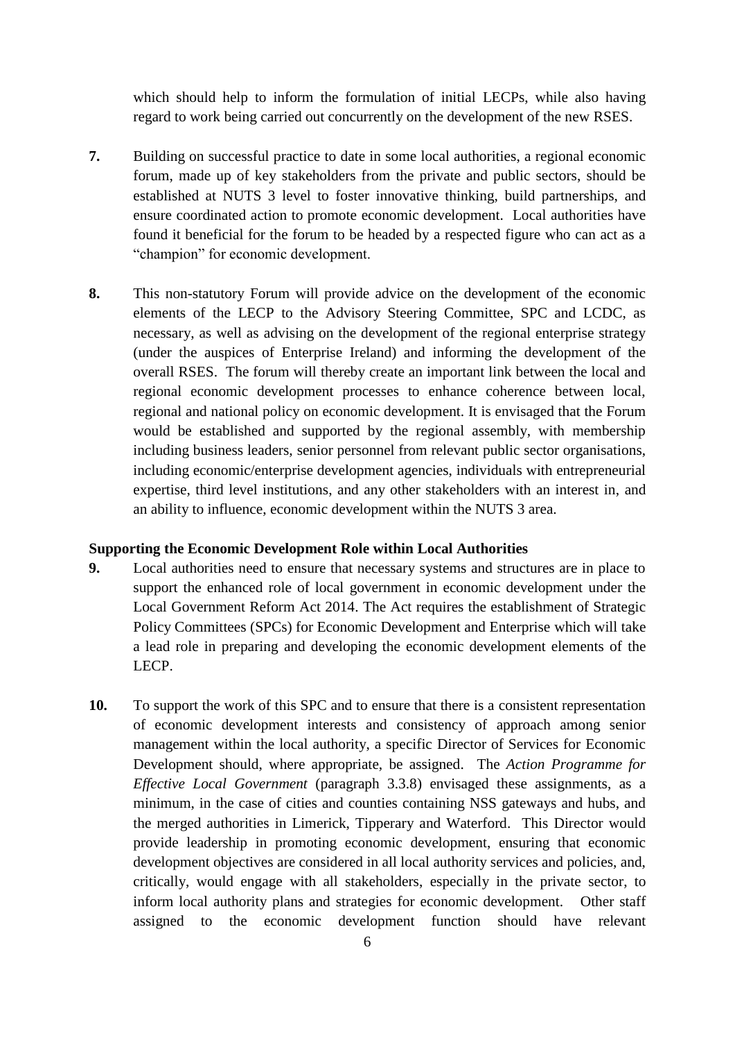which should help to inform the formulation of initial LECPs, while also having regard to work being carried out concurrently on the development of the new RSES.

**7.** Building on successful practice to date in some local authorities, a regional economic forum, made up of key stakeholders from the private and public sectors, should be established at NUTS 3 level to foster innovative thinking, build partnerships, and ensure coordinated action to promote economic development. Local authorities have found it beneficial for the forum to be headed by a respected figure who can act as a "champion" for economic development.

**8.** This non-statutory Forum will provide advice on the development of the economic elements of the LECP to the Advisory Steering Committee, SPC and LCDC, as necessary, as well as advising on the development of the regional enterprise strategy (under the auspices of Enterprise Ireland) and informing the development of the overall RSES. The forum will thereby create an important link between the local and regional economic development processes to enhance coherence between local, regional and national policy on economic development. It is envisaged that the Forum would be established and supported by the regional assembly, with membership including business leaders, senior personnel from relevant public sector organisations, including economic/enterprise development agencies, individuals with entrepreneurial expertise, third level institutions, and any other stakeholders with an interest in, and an ability to influence, economic development within the NUTS 3 area.

**Supporting the Economic Development Role within Local Authorities**

**9.** Local authorities need to ensure that necessary systems and structures are in place to support the enhanced role of local government in economic development under the Local Government Reform Act 2014. The Act requires the establishment of Strategic Policy Committees (SPCs) for Economic Development and Enterprise which will take a lead role in preparing and developing the economic development elements of the LECP.

**10.** To support the work of this SPC and to ensure that there is a consistent representation of economic development interests and consistency of approach among senior management within the local authority, a specific Director of Services for Economic Development should, where appropriate, be assigned. The *Action Programme for Effective Local Government* (paragraph 3.3.8) envisaged these assignments, as a minimum, in the case of cities and counties containing NSS gateways and hubs, and the merged authorities in Limerick, Tipperary and Waterford. This Director would provide leadership in promoting economic development, ensuring that economic development objectives are considered in all local authority services and policies, and, critically, would engage with all stakeholders, especially in the private sector, to inform local authority plans and strategies for economic development. Other staff assigned to the economic development function should have relevant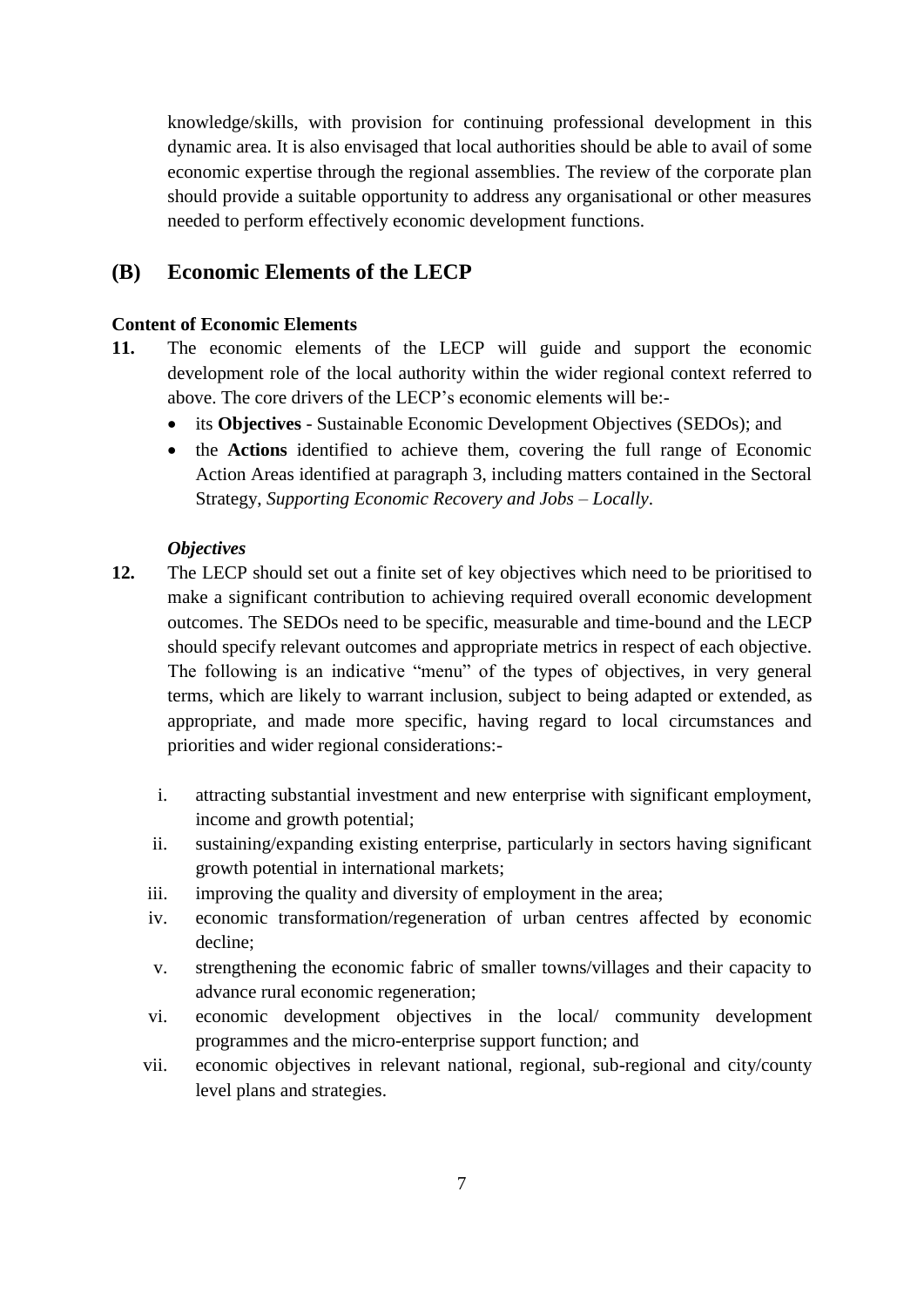knowledge/skills, with provision for continuing professional development in this dynamic area. It is also envisaged that local authorities should be able to avail of some economic expertise through the regional assemblies. The review of the corporate plan should provide a suitable opportunity to address any organisational or other measures needed to perform effectively economic development functions.

## (B) Economic Elements of the LECP

**Content of Economic Elements**

**11.** The economic elements of the LECP will guide and support the economic development role of the local authority within the wider regional context referred to above. The core drivers of the LECP's economic elements will be:-

- its **Objectives** - Sustainable Economic Development Objectives (SEDOs); and
- the **Actions** identified to achieve them, covering the full range of Economic Action Areas identified at paragraph 3, including matters contained in the Sectoral Strategy, *Supporting Economic Recovery and Jobs – Locally*.

***Objectives***

**12.** The LECP should set out a finite set of key objectives which need to be prioritised to make a significant contribution to achieving required overall economic development outcomes. The SEDOs need to be specific, measurable and time-bound and the LECP should specify relevant outcomes and appropriate metrics in respect of each objective. The following is an indicative "menu" of the types of objectives, in very general terms, which are likely to warrant inclusion, subject to being adapted or extended, as appropriate, and made more specific, having regard to local circumstances and priorities and wider regional considerations:-

i. attracting substantial investment and new enterprise with significant employment, income and growth potential;
ii. sustaining/expanding existing enterprise, particularly in sectors having significant growth potential in international markets;
iii. improving the quality and diversity of employment in the area;
iv. economic transformation/regeneration of urban centres affected by economic decline;
v. strengthening the economic fabric of smaller towns/villages and their capacity to advance rural economic regeneration;
vi. economic development objectives in the local/ community development programmes and the micro-enterprise support function; and
vii. economic objectives in relevant national, regional, sub-regional and city/county level plans and strategies.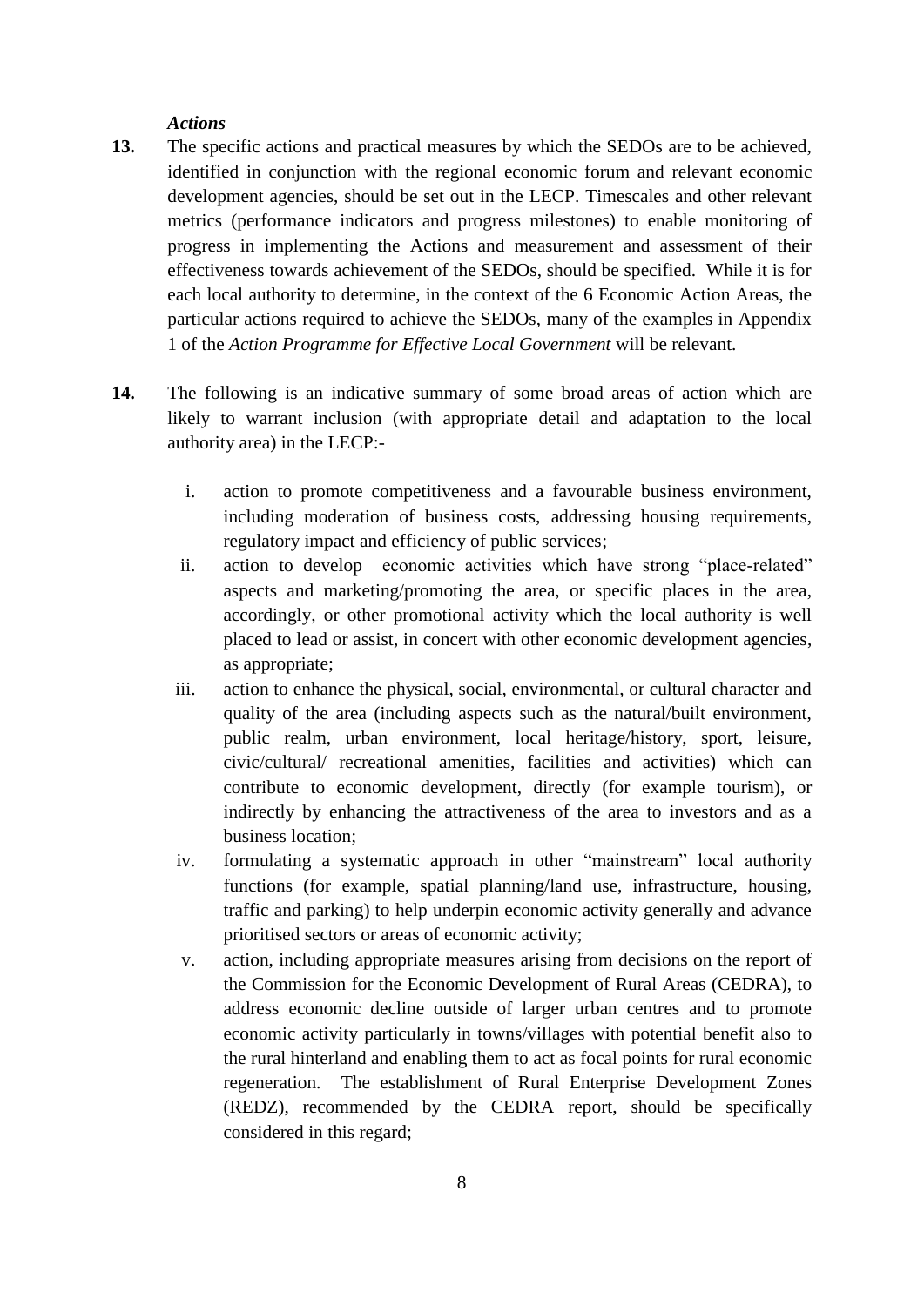*Actions*

**13.** The specific actions and practical measures by which the SEDOs are to be achieved, identified in conjunction with the regional economic forum and relevant economic development agencies, should be set out in the LECP. Timescales and other relevant metrics (performance indicators and progress milestones) to enable monitoring of progress in implementing the Actions and measurement and assessment of their effectiveness towards achievement of the SEDOs, should be specified. While it is for each local authority to determine, in the context of the 6 Economic Action Areas, the particular actions required to achieve the SEDOs, many of the examples in Appendix 1 of the *Action Programme for Effective Local Government* will be relevant.

**14.** The following is an indicative summary of some broad areas of action which are likely to warrant inclusion (with appropriate detail and adaptation to the local authority area) in the LECP:-

i. action to promote competitiveness and a favourable business environment, including moderation of business costs, addressing housing requirements, regulatory impact and efficiency of public services;

ii. action to develop economic activities which have strong "place-related" aspects and marketing/promoting the area, or specific places in the area, accordingly, or other promotional activity which the local authority is well placed to lead or assist, in concert with other economic development agencies, as appropriate;

iii. action to enhance the physical, social, environmental, or cultural character and quality of the area (including aspects such as the natural/built environment, public realm, urban environment, local heritage/history, sport, leisure, civic/cultural/ recreational amenities, facilities and activities) which can contribute to economic development, directly (for example tourism), or indirectly by enhancing the attractiveness of the area to investors and as a business location;

iv. formulating a systematic approach in other "mainstream" local authority functions (for example, spatial planning/land use, infrastructure, housing, traffic and parking) to help underpin economic activity generally and advance prioritised sectors or areas of economic activity;

v. action, including appropriate measures arising from decisions on the report of the Commission for the Economic Development of Rural Areas (CEDRA), to address economic decline outside of larger urban centres and to promote economic activity particularly in towns/villages with potential benefit also to the rural hinterland and enabling them to act as focal points for rural economic regeneration. The establishment of Rural Enterprise Development Zones (REDZ), recommended by the CEDRA report, should be specifically considered in this regard;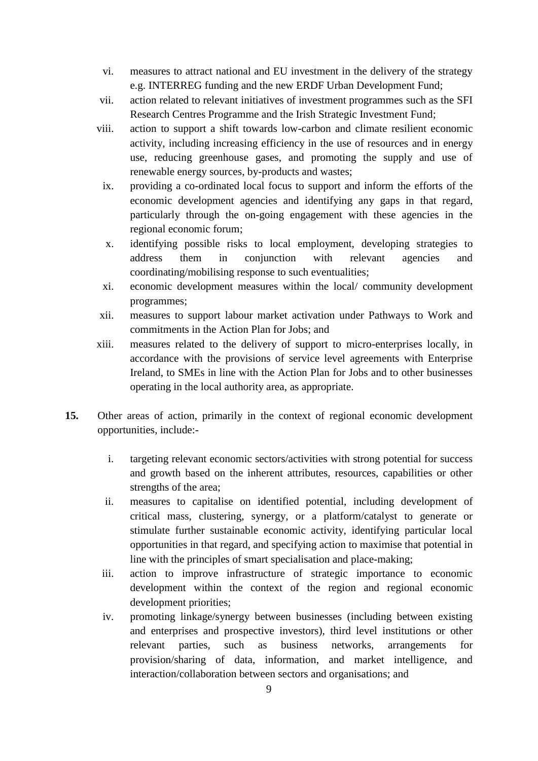vi. measures to attract national and EU investment in the delivery of the strategy e.g. INTERREG funding and the new ERDF Urban Development Fund;

vii. action related to relevant initiatives of investment programmes such as the SFI Research Centres Programme and the Irish Strategic Investment Fund;

viii. action to support a shift towards low-carbon and climate resilient economic activity, including increasing efficiency in the use of resources and in energy use, reducing greenhouse gases, and promoting the supply and use of renewable energy sources, by-products and wastes;

ix. providing a co-ordinated local focus to support and inform the efforts of the economic development agencies and identifying any gaps in that regard, particularly through the on-going engagement with these agencies in the regional economic forum;

x. identifying possible risks to local employment, developing strategies to address them in conjunction with relevant agencies and coordinating/mobilising response to such eventualities;

xi. economic development measures within the local/ community development programmes;

xii. measures to support labour market activation under Pathways to Work and commitments in the Action Plan for Jobs; and

xiii. measures related to the delivery of support to micro-enterprises locally, in accordance with the provisions of service level agreements with Enterprise Ireland, to SMEs in line with the Action Plan for Jobs and to other businesses operating in the local authority area, as appropriate.

**15.** Other areas of action, primarily in the context of regional economic development opportunities, include:-

i. targeting relevant economic sectors/activities with strong potential for success and growth based on the inherent attributes, resources, capabilities or other strengths of the area;

ii. measures to capitalise on identified potential, including development of critical mass, clustering, synergy, or a platform/catalyst to generate or stimulate further sustainable economic activity, identifying particular local opportunities in that regard, and specifying action to maximise that potential in line with the principles of smart specialisation and place-making;

iii. action to improve infrastructure of strategic importance to economic development within the context of the region and regional economic development priorities;

iv. promoting linkage/synergy between businesses (including between existing and enterprises and prospective investors), third level institutions or other relevant parties, such as business networks, arrangements for provision/sharing of data, information, and market intelligence, and interaction/collaboration between sectors and organisations; and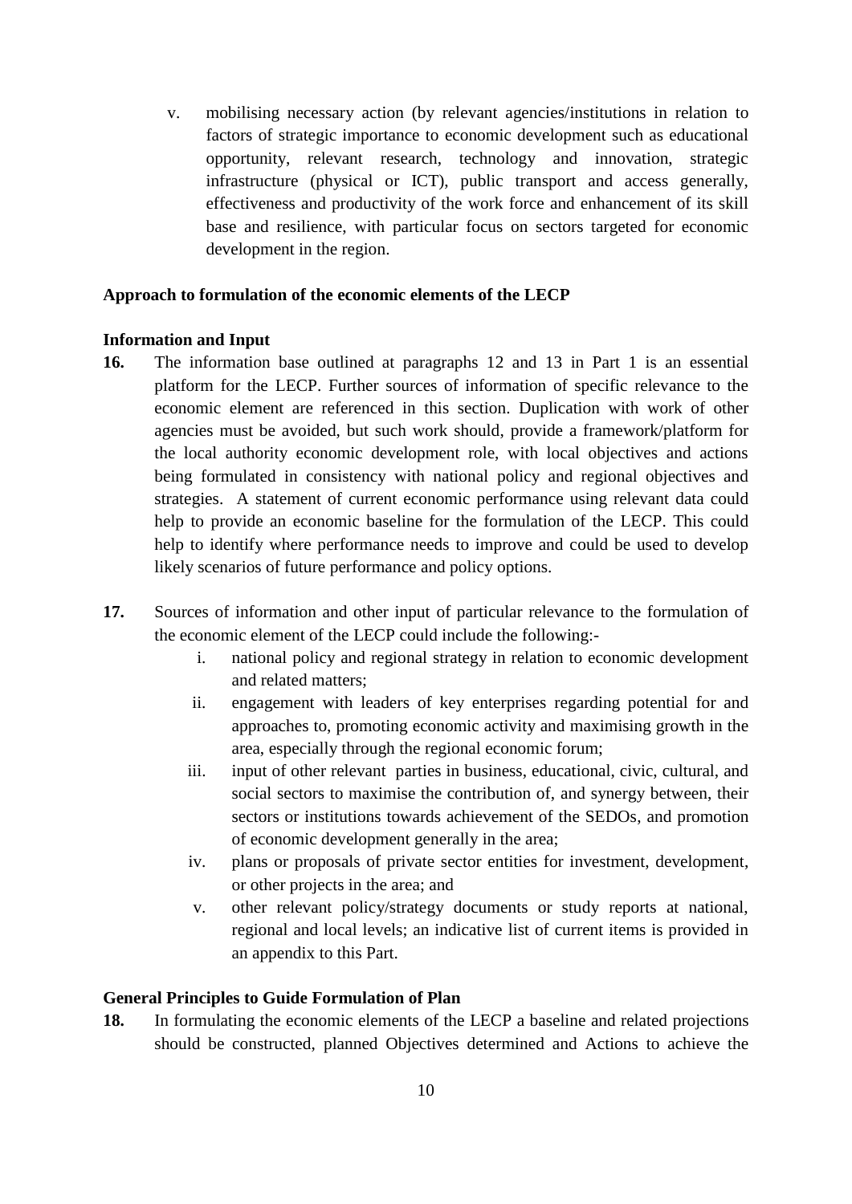v. mobilising necessary action (by relevant agencies/institutions in relation to factors of strategic importance to economic development such as educational opportunity, relevant research, technology and innovation, strategic infrastructure (physical or ICT), public transport and access generally, effectiveness and productivity of the work force and enhancement of its skill base and resilience, with particular focus on sectors targeted for economic development in the region.

**Approach to formulation of the economic elements of the LECP**

**Information and Input**

**16.** The information base outlined at paragraphs 12 and 13 in Part 1 is an essential platform for the LECP. Further sources of information of specific relevance to the economic element are referenced in this section. Duplication with work of other agencies must be avoided, but such work should, provide a framework/platform for the local authority economic development role, with local objectives and actions being formulated in consistency with national policy and regional objectives and strategies. A statement of current economic performance using relevant data could help to provide an economic baseline for the formulation of the LECP. This could help to identify where performance needs to improve and could be used to develop likely scenarios of future performance and policy options.

**17.** Sources of information and other input of particular relevance to the formulation of the economic element of the LECP could include the following:-

i. national policy and regional strategy in relation to economic development and related matters;
ii. engagement with leaders of key enterprises regarding potential for and approaches to, promoting economic activity and maximising growth in the area, especially through the regional economic forum;
iii. input of other relevant parties in business, educational, civic, cultural, and social sectors to maximise the contribution of, and synergy between, their sectors or institutions towards achievement of the SEDOs, and promotion of economic development generally in the area;
iv. plans or proposals of private sector entities for investment, development, or other projects in the area; and
v. other relevant policy/strategy documents or study reports at national, regional and local levels; an indicative list of current items is provided in an appendix to this Part.

**General Principles to Guide Formulation of Plan**

**18.** In formulating the economic elements of the LECP a baseline and related projections should be constructed, planned Objectives determined and Actions to achieve the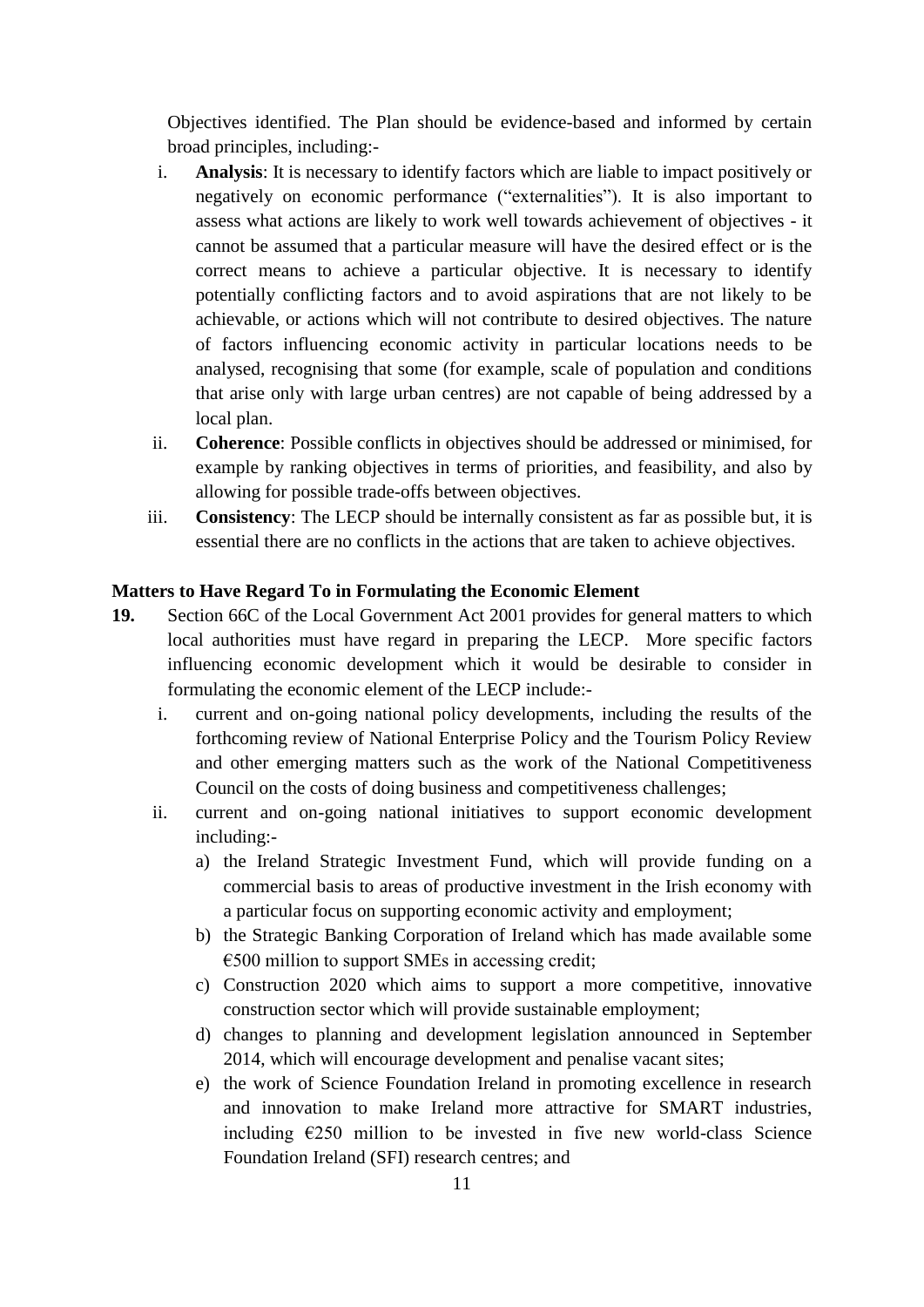Objectives identified. The Plan should be evidence-based and informed by certain broad principles, including:-

i. **Analysis**: It is necessary to identify factors which are liable to impact positively or negatively on economic performance ("externalities"). It is also important to assess what actions are likely to work well towards achievement of objectives - it cannot be assumed that a particular measure will have the desired effect or is the correct means to achieve a particular objective. It is necessary to identify potentially conflicting factors and to avoid aspirations that are not likely to be achievable, or actions which will not contribute to desired objectives. The nature of factors influencing economic activity in particular locations needs to be analysed, recognising that some (for example, scale of population and conditions that arise only with large urban centres) are not capable of being addressed by a local plan.

ii. **Coherence**: Possible conflicts in objectives should be addressed or minimised, for example by ranking objectives in terms of priorities, and feasibility, and also by allowing for possible trade-offs between objectives.

iii. **Consistency**: The LECP should be internally consistent as far as possible but, it is essential there are no conflicts in the actions that are taken to achieve objectives.

### Matters to Have Regard To in Formulating the Economic Element

**19.** Section 66C of the Local Government Act 2001 provides for general matters to which local authorities must have regard in preparing the LECP. More specific factors influencing economic development which it would be desirable to consider in formulating the economic element of the LECP include:-

i. current and on-going national policy developments, including the results of the forthcoming review of National Enterprise Policy and the Tourism Policy Review and other emerging matters such as the work of the National Competitiveness Council on the costs of doing business and competitiveness challenges;

ii. current and on-going national initiatives to support economic development including:-

   a) the Ireland Strategic Investment Fund, which will provide funding on a commercial basis to areas of productive investment in the Irish economy with a particular focus on supporting economic activity and employment;

   b) the Strategic Banking Corporation of Ireland which has made available some €500 million to support SMEs in accessing credit;

   c) Construction 2020 which aims to support a more competitive, innovative construction sector which will provide sustainable employment;

   d) changes to planning and development legislation announced in September 2014, which will encourage development and penalise vacant sites;

   e) the work of Science Foundation Ireland in promoting excellence in research and innovation to make Ireland more attractive for SMART industries, including €250 million to be invested in five new world-class Science Foundation Ireland (SFI) research centres; and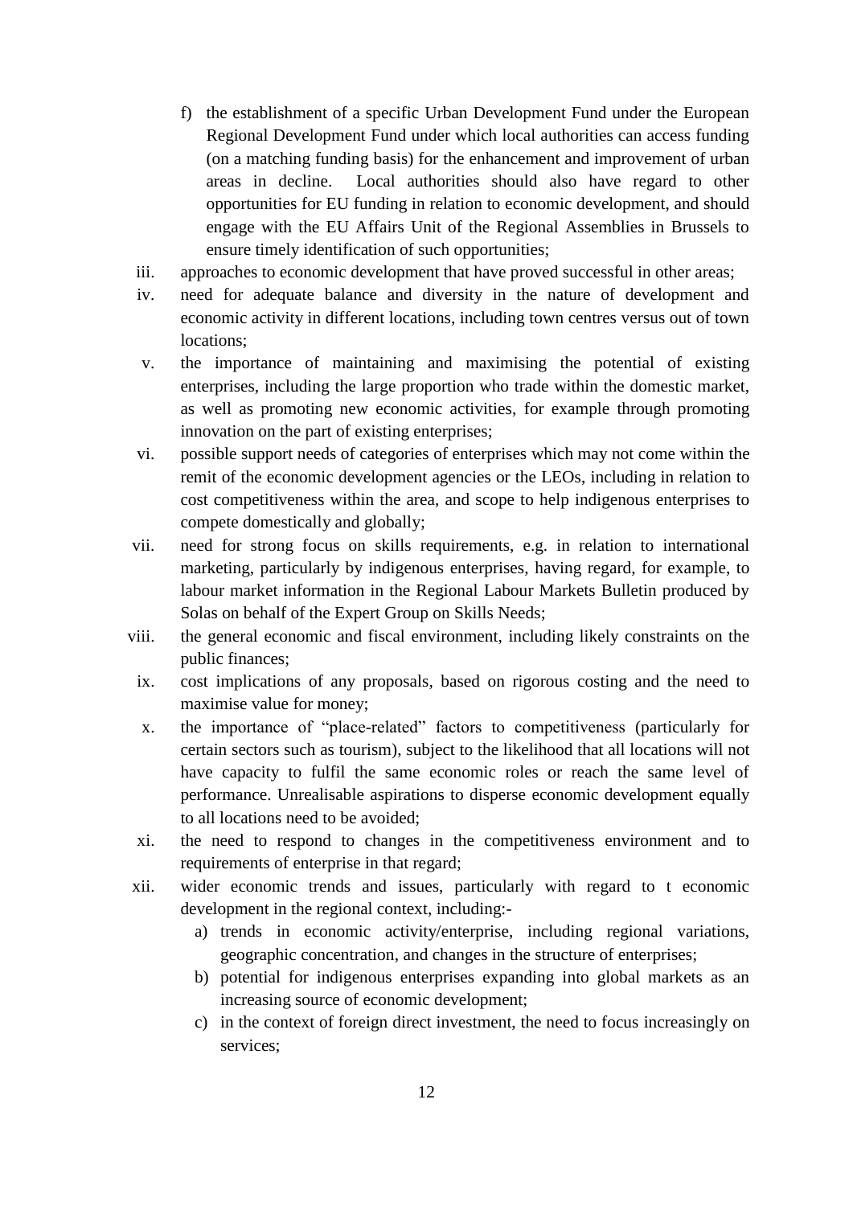f) the establishment of a specific Urban Development Fund under the European Regional Development Fund under which local authorities can access funding (on a matching funding basis) for the enhancement and improvement of urban areas in decline. Local authorities should also have regard to other opportunities for EU funding in relation to economic development, and should engage with the EU Affairs Unit of the Regional Assemblies in Brussels to ensure timely identification of such opportunities;

iii. approaches to economic development that have proved successful in other areas;

iv. need for adequate balance and diversity in the nature of development and economic activity in different locations, including town centres versus out of town locations;

v. the importance of maintaining and maximising the potential of existing enterprises, including the large proportion who trade within the domestic market, as well as promoting new economic activities, for example through promoting innovation on the part of existing enterprises;

vi. possible support needs of categories of enterprises which may not come within the remit of the economic development agencies or the LEOs, including in relation to cost competitiveness within the area, and scope to help indigenous enterprises to compete domestically and globally;

vii. need for strong focus on skills requirements, e.g. in relation to international marketing, particularly by indigenous enterprises, having regard, for example, to labour market information in the Regional Labour Markets Bulletin produced by Solas on behalf of the Expert Group on Skills Needs;

viii. the general economic and fiscal environment, including likely constraints on the public finances;

ix. cost implications of any proposals, based on rigorous costing and the need to maximise value for money;

x. the importance of "place-related" factors to competitiveness (particularly for certain sectors such as tourism), subject to the likelihood that all locations will not have capacity to fulfil the same economic roles or reach the same level of performance. Unrealisable aspirations to disperse economic development equally to all locations need to be avoided;

xi. the need to respond to changes in the competitiveness environment and to requirements of enterprise in that regard;

xii. wider economic trends and issues, particularly with regard to t economic development in the regional context, including:-
   a) trends in economic activity/enterprise, including regional variations, geographic concentration, and changes in the structure of enterprises;
   b) potential for indigenous enterprises expanding into global markets as an increasing source of economic development;
   c) in the context of foreign direct investment, the need to focus increasingly on services;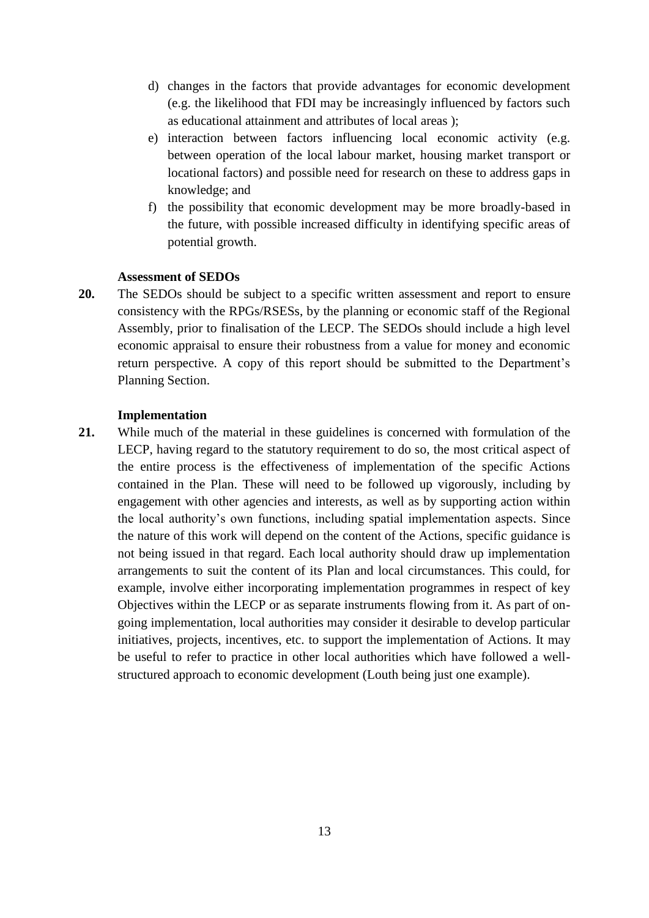d) changes in the factors that provide advantages for economic development (e.g. the likelihood that FDI may be increasingly influenced by factors such as educational attainment and attributes of local areas );

e) interaction between factors influencing local economic activity (e.g. between operation of the local labour market, housing market transport or locational factors) and possible need for research on these to address gaps in knowledge; and

f) the possibility that economic development may be more broadly-based in the future, with possible increased difficulty in identifying specific areas of potential growth.

**Assessment of SEDOs**

**20.** The SEDOs should be subject to a specific written assessment and report to ensure consistency with the RPGs/RSESs, by the planning or economic staff of the Regional Assembly, prior to finalisation of the LECP. The SEDOs should include a high level economic appraisal to ensure their robustness from a value for money and economic return perspective. A copy of this report should be submitted to the Department's Planning Section.

**Implementation**

**21.** While much of the material in these guidelines is concerned with formulation of the LECP, having regard to the statutory requirement to do so, the most critical aspect of the entire process is the effectiveness of implementation of the specific Actions contained in the Plan. These will need to be followed up vigorously, including by engagement with other agencies and interests, as well as by supporting action within the local authority's own functions, including spatial implementation aspects. Since the nature of this work will depend on the content of the Actions, specific guidance is not being issued in that regard. Each local authority should draw up implementation arrangements to suit the content of its Plan and local circumstances. This could, for example, involve either incorporating implementation programmes in respect of key Objectives within the LECP or as separate instruments flowing from it. As part of on-going implementation, local authorities may consider it desirable to develop particular initiatives, projects, incentives, etc. to support the implementation of Actions. It may be useful to refer to practice in other local authorities which have followed a well-structured approach to economic development (Louth being just one example).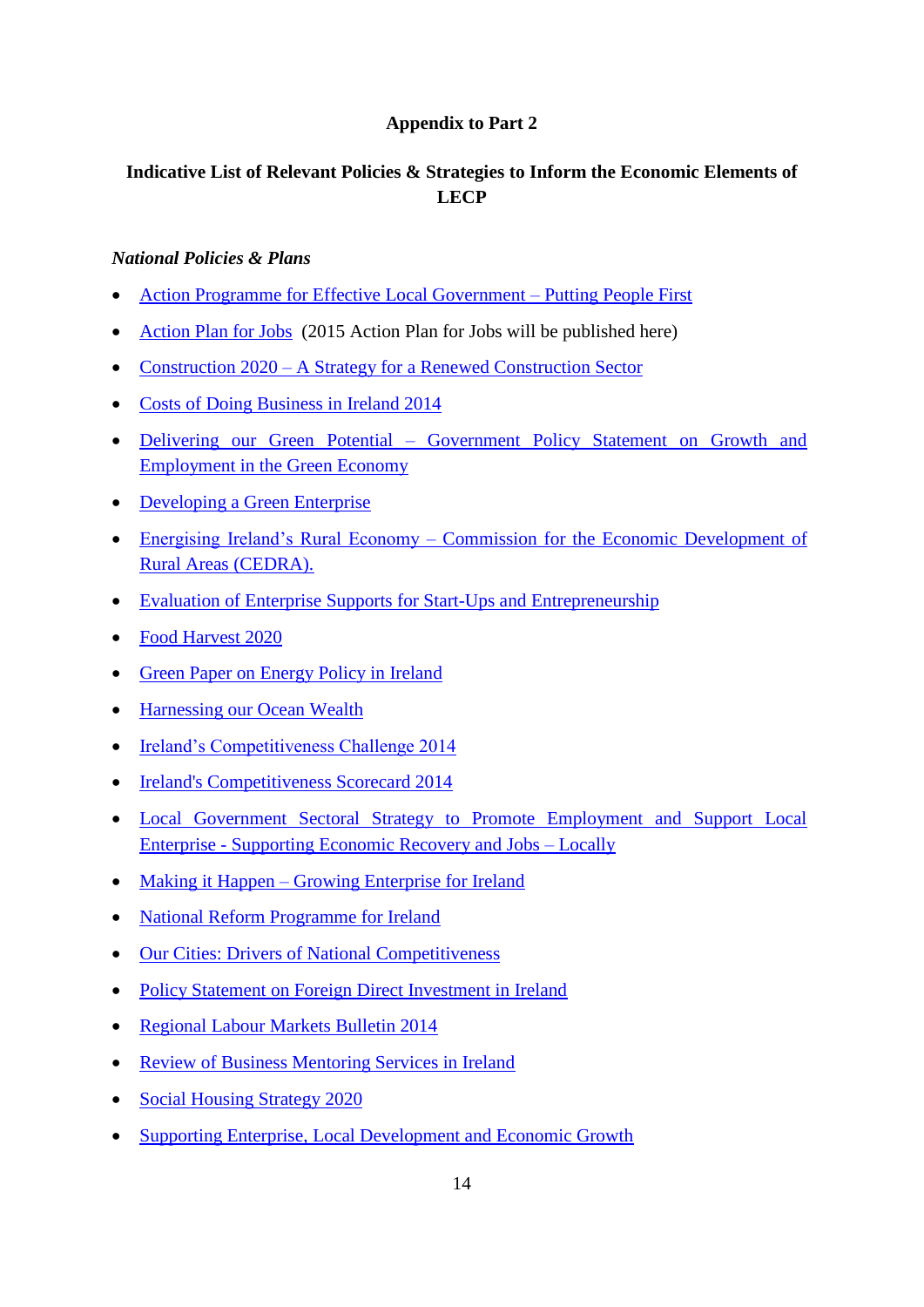## Appendix to Part 2

### Indicative List of Relevant Policies & Strategies to Inform the Economic Elements of LECP

***National Policies & Plans***

- Action Programme for Effective Local Government – Putting People First
- Action Plan for Jobs (2015 Action Plan for Jobs will be published here)
- Construction 2020 – A Strategy for a Renewed Construction Sector
- Costs of Doing Business in Ireland 2014
- Delivering our Green Potential – Government Policy Statement on Growth and Employment in the Green Economy
- Developing a Green Enterprise
- Energising Ireland's Rural Economy – Commission for the Economic Development of Rural Areas (CEDRA).
- Evaluation of Enterprise Supports for Start-Ups and Entrepreneurship
- Food Harvest 2020
- Green Paper on Energy Policy in Ireland
- Harnessing our Ocean Wealth
- Ireland's Competitiveness Challenge 2014
- Ireland's Competitiveness Scorecard 2014
- Local Government Sectoral Strategy to Promote Employment and Support Local Enterprise - Supporting Economic Recovery and Jobs – Locally
- Making it Happen – Growing Enterprise for Ireland
- National Reform Programme for Ireland
- Our Cities: Drivers of National Competitiveness
- Policy Statement on Foreign Direct Investment in Ireland
- Regional Labour Markets Bulletin 2014
- Review of Business Mentoring Services in Ireland
- Social Housing Strategy 2020
- Supporting Enterprise, Local Development and Economic Growth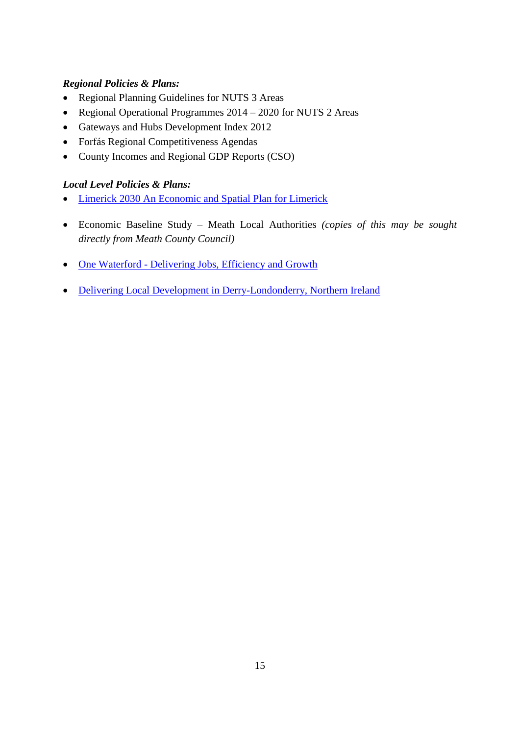***Regional Policies & Plans:***

- Regional Planning Guidelines for NUTS 3 Areas
- Regional Operational Programmes 2014 – 2020 for NUTS 2 Areas
- Gateways and Hubs Development Index 2012
- Forfás Regional Competitiveness Agendas
- County Incomes and Regional GDP Reports (CSO)

***Local Level Policies & Plans:***

- Limerick 2030 An Economic and Spatial Plan for Limerick
- Economic Baseline Study – Meath Local Authorities *(copies of this may be sought directly from Meath County Council)*
- One Waterford - Delivering Jobs, Efficiency and Growth
- Delivering Local Development in Derry-Londonderry, Northern Ireland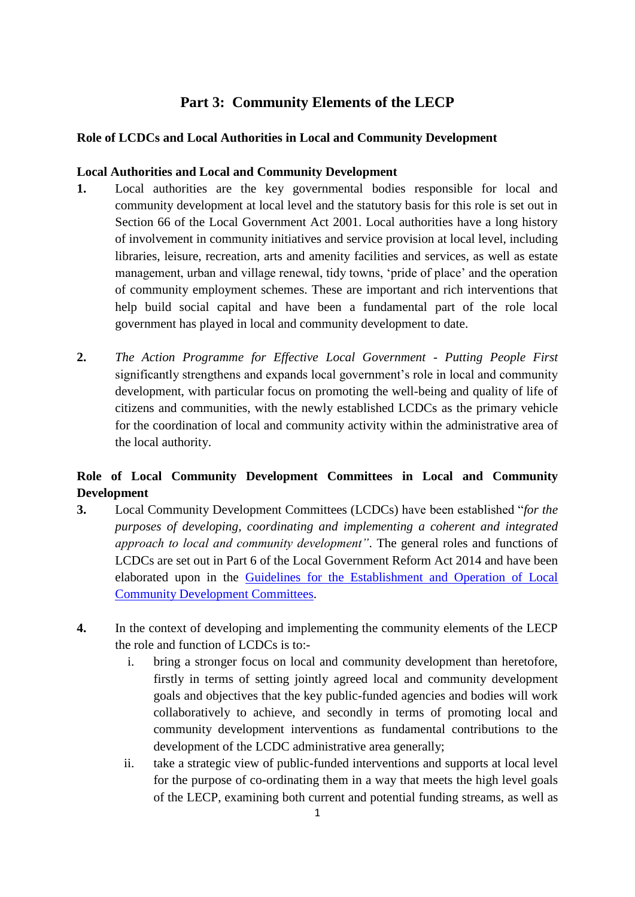# Part 3: Community Elements of the LECP

## Role of LCDCs and Local Authorities in Local and Community Development

### Local Authorities and Local and Community Development

**1.** Local authorities are the key governmental bodies responsible for local and community development at local level and the statutory basis for this role is set out in Section 66 of the Local Government Act 2001. Local authorities have a long history of involvement in community initiatives and service provision at local level, including libraries, leisure, recreation, arts and amenity facilities and services, as well as estate management, urban and village renewal, tidy towns, 'pride of place' and the operation of community employment schemes. These are important and rich interventions that help build social capital and have been a fundamental part of the role local government has played in local and community development to date.

**2.** *The Action Programme for Effective Local Government - Putting People First* significantly strengthens and expands local government's role in local and community development, with particular focus on promoting the well-being and quality of life of citizens and communities, with the newly established LCDCs as the primary vehicle for the coordination of local and community activity within the administrative area of the local authority.

### Role of Local Community Development Committees in Local and Community Development

**3.** Local Community Development Committees (LCDCs) have been established "*for the purposes of developing, coordinating and implementing a coherent and integrated approach to local and community development"*. The general roles and functions of LCDCs are set out in Part 6 of the Local Government Reform Act 2014 and have been elaborated upon in the Guidelines for the Establishment and Operation of Local Community Development Committees.

**4.** In the context of developing and implementing the community elements of the LECP the role and function of LCDCs is to:-

i. bring a stronger focus on local and community development than heretofore, firstly in terms of setting jointly agreed local and community development goals and objectives that the key public-funded agencies and bodies will work collaboratively to achieve, and secondly in terms of promoting local and community development interventions as fundamental contributions to the development of the LCDC administrative area generally;

ii. take a strategic view of public-funded interventions and supports at local level for the purpose of co-ordinating them in a way that meets the high level goals of the LECP, examining both current and potential funding streams, as well as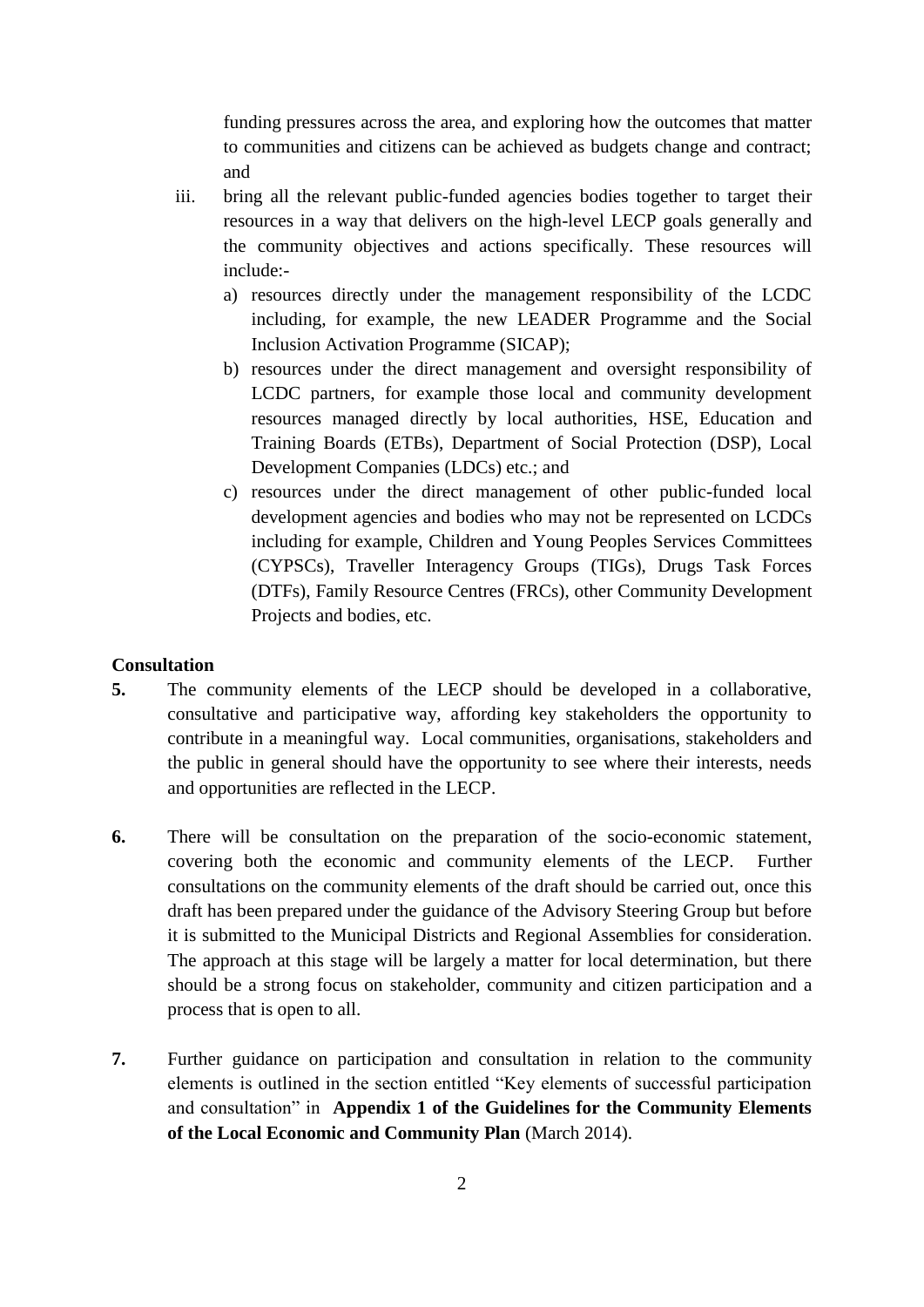funding pressures across the area, and exploring how the outcomes that matter to communities and citizens can be achieved as budgets change and contract; and

iii. bring all the relevant public-funded agencies bodies together to target their resources in a way that delivers on the high-level LECP goals generally and the community objectives and actions specifically. These resources will include:-

   a) resources directly under the management responsibility of the LCDC including, for example, the new LEADER Programme and the Social Inclusion Activation Programme (SICAP);

   b) resources under the direct management and oversight responsibility of LCDC partners, for example those local and community development resources managed directly by local authorities, HSE, Education and Training Boards (ETBs), Department of Social Protection (DSP), Local Development Companies (LDCs) etc.; and

   c) resources under the direct management of other public-funded local development agencies and bodies who may not be represented on LCDCs including for example, Children and Young Peoples Services Committees (CYPSCs), Traveller Interagency Groups (TIGs), Drugs Task Forces (DTFs), Family Resource Centres (FRCs), other Community Development Projects and bodies, etc.

**Consultation**

**5.** The community elements of the LECP should be developed in a collaborative, consultative and participative way, affording key stakeholders the opportunity to contribute in a meaningful way. Local communities, organisations, stakeholders and the public in general should have the opportunity to see where their interests, needs and opportunities are reflected in the LECP.

**6.** There will be consultation on the preparation of the socio-economic statement, covering both the economic and community elements of the LECP. Further consultations on the community elements of the draft should be carried out, once this draft has been prepared under the guidance of the Advisory Steering Group but before it is submitted to the Municipal Districts and Regional Assemblies for consideration. The approach at this stage will be largely a matter for local determination, but there should be a strong focus on stakeholder, community and citizen participation and a process that is open to all.

**7.** Further guidance on participation and consultation in relation to the community elements is outlined in the section entitled "Key elements of successful participation and consultation" in **Appendix 1 of the Guidelines for the Community Elements of the Local Economic and Community Plan** (March 2014).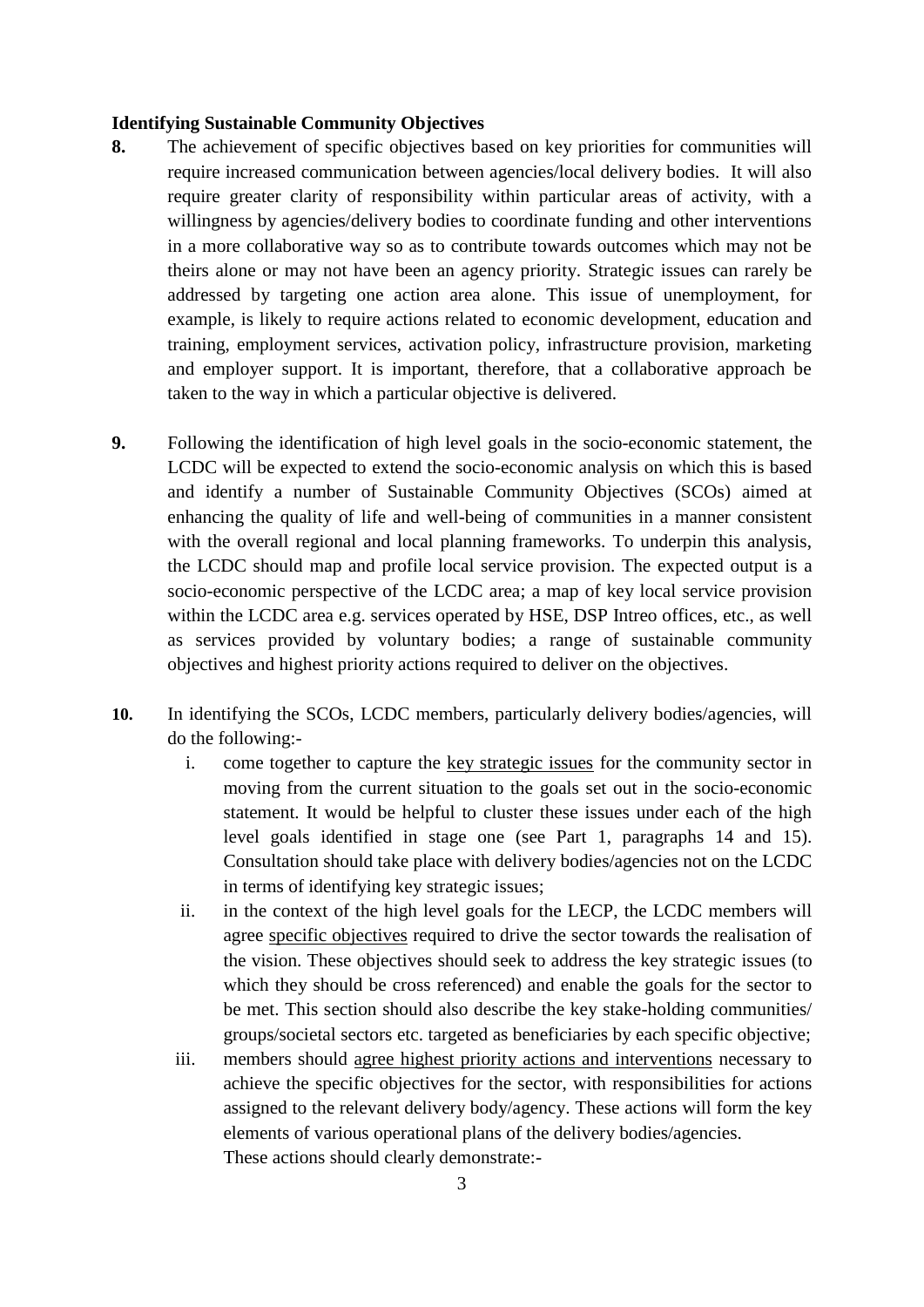**Identifying Sustainable Community Objectives**

**8.** The achievement of specific objectives based on key priorities for communities will require increased communication between agencies/local delivery bodies. It will also require greater clarity of responsibility within particular areas of activity, with a willingness by agencies/delivery bodies to coordinate funding and other interventions in a more collaborative way so as to contribute towards outcomes which may not be theirs alone or may not have been an agency priority. Strategic issues can rarely be addressed by targeting one action area alone. This issue of unemployment, for example, is likely to require actions related to economic development, education and training, employment services, activation policy, infrastructure provision, marketing and employer support. It is important, therefore, that a collaborative approach be taken to the way in which a particular objective is delivered.

**9.** Following the identification of high level goals in the socio-economic statement, the LCDC will be expected to extend the socio-economic analysis on which this is based and identify a number of Sustainable Community Objectives (SCOs) aimed at enhancing the quality of life and well-being of communities in a manner consistent with the overall regional and local planning frameworks. To underpin this analysis, the LCDC should map and profile local service provision. The expected output is a socio-economic perspective of the LCDC area; a map of key local service provision within the LCDC area e.g. services operated by HSE, DSP Intreo offices, etc., as well as services provided by voluntary bodies; a range of sustainable community objectives and highest priority actions required to deliver on the objectives.

**10.** In identifying the SCOs, LCDC members, particularly delivery bodies/agencies, will do the following:-

i. come together to capture the <u>key strategic issues</u> for the community sector in moving from the current situation to the goals set out in the socio-economic statement. It would be helpful to cluster these issues under each of the high level goals identified in stage one (see Part 1, paragraphs 14 and 15). Consultation should take place with delivery bodies/agencies not on the LCDC in terms of identifying key strategic issues;

ii. in the context of the high level goals for the LECP, the LCDC members will agree <u>specific objectives</u> required to drive the sector towards the realisation of the vision. These objectives should seek to address the key strategic issues (to which they should be cross referenced) and enable the goals for the sector to be met. This section should also describe the key stake-holding communities/ groups/societal sectors etc. targeted as beneficiaries by each specific objective;

iii. members should <u>agree highest priority actions and interventions</u> necessary to achieve the specific objectives for the sector, with responsibilities for actions assigned to the relevant delivery body/agency. These actions will form the key elements of various operational plans of the delivery bodies/agencies.
These actions should clearly demonstrate:-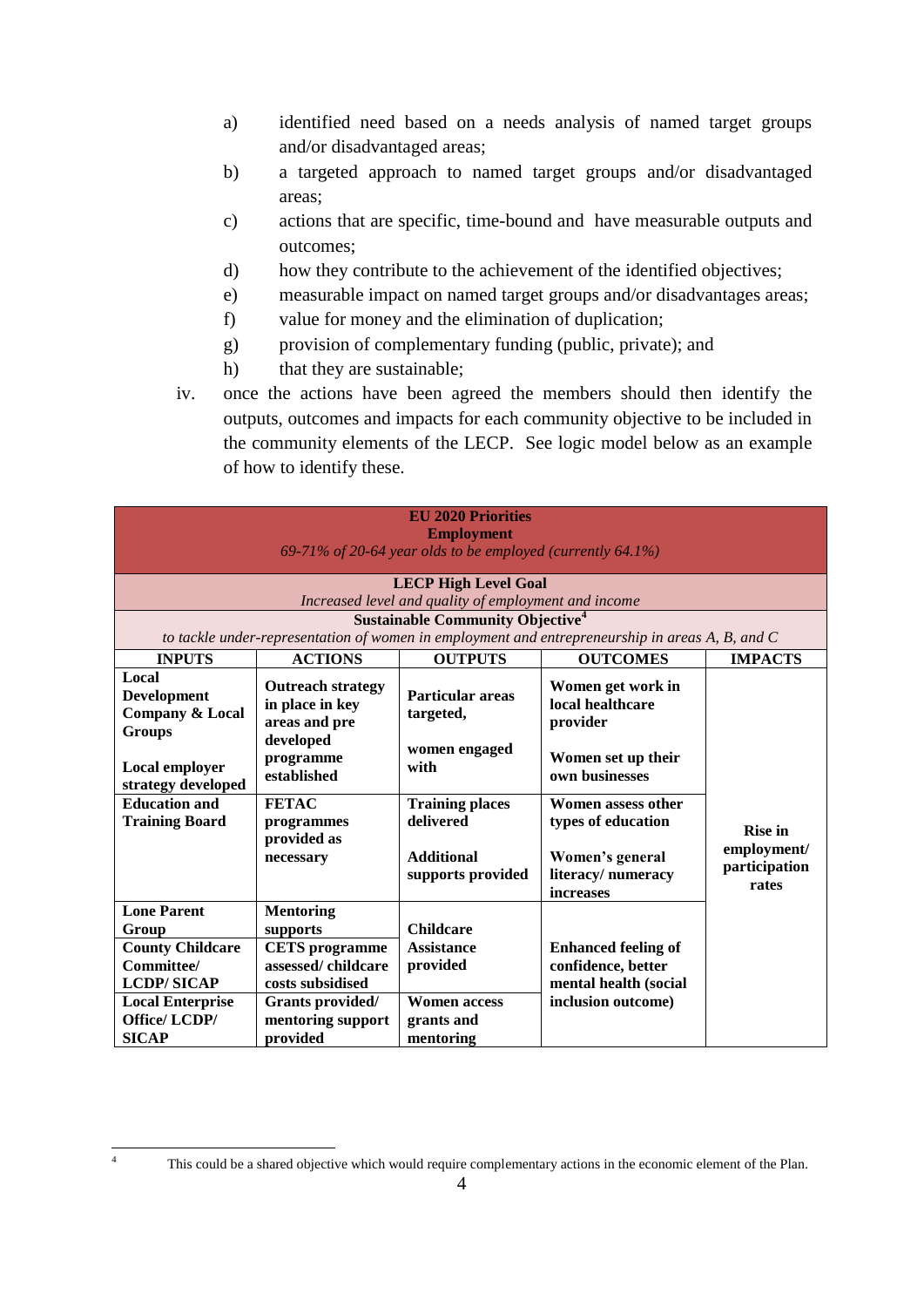a) identified need based on a needs analysis of named target groups and/or disadvantaged areas;
b) a targeted approach to named target groups and/or disadvantaged areas;
c) actions that are specific, time-bound and have measurable outputs and outcomes;
d) how they contribute to the achievement of the identified objectives;
e) measurable impact on named target groups and/or disadvantages areas;
f) value for money and the elimination of duplication;
g) provision of complementary funding (public, private); and
h) that they are sustainable;

iv. once the actions have been agreed the members should then identify the outputs, outcomes and impacts for each community objective to be included in the community elements of the LECP. See logic model below as an example of how to identify these.

| **EU 2020 Priorities**<br>**Employment**<br>*69-71% of 20-64 year olds to be employed (currently 64.1%)* | | | | |
|---|---|---|---|---|
| **LECP High Level Goal**<br>*Increased level and quality of employment and income* | | | | |
| **Sustainable Community Objective**[4]<br>*to tackle under-representation of women in employment and entrepreneurship in areas A, B, and C* | | | | |
| **INPUTS** | **ACTIONS** | **OUTPUTS** | **OUTCOMES** | **IMPACTS** |
| **Local Development Company & Local Groups**<br><br>**Local employer strategy developed** | **Outreach strategy in place in key areas and pre developed programme established** | **Particular areas targeted,**<br><br>**women engaged with** | **Women get work in local healthcare provider**<br><br>**Women set up their own businesses** | **Rise in employment/ participation rates** |
| **Education and Training Board** | **FETAC programmes provided as necessary** | **Training places delivered**<br><br>**Additional supports provided** | **Women assess other types of education**<br><br>**Women's general literacy/ numeracy increases** | |
| **Lone Parent Group** | **Mentoring supports** | **Childcare Assistance provided** | **Enhanced feeling of confidence, better mental health (social inclusion outcome)** | |
| **County Childcare Committee/ LCDP/ SICAP** | **CETS programme assessed/ childcare costs subsidised** | | | |
| **Local Enterprise Office/ LCDP/ SICAP** | **Grants provided/ mentoring support provided** | **Women access grants and mentoring** | | |

[4] This could be a shared objective which would require complementary actions in the economic element of the Plan.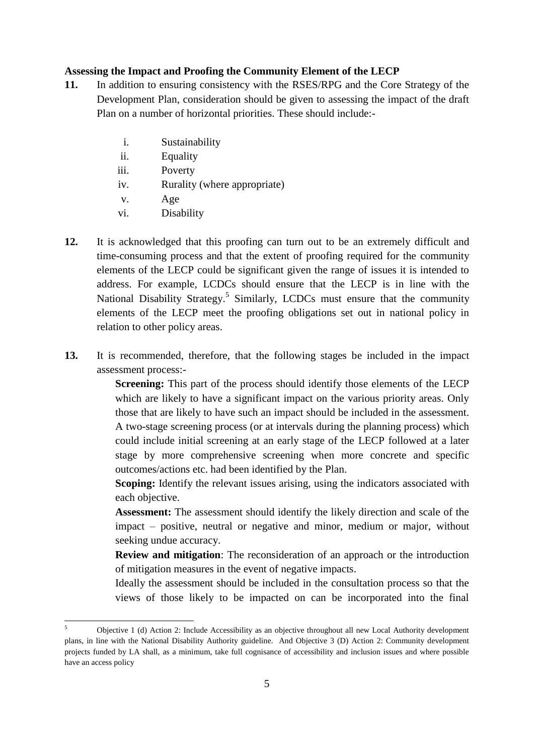**Assessing the Impact and Proofing the Community Element of the LECP**

**11.** In addition to ensuring consistency with the RSES/RPG and the Core Strategy of the Development Plan, consideration should be given to assessing the impact of the draft Plan on a number of horizontal priorities. These should include:-

i. Sustainability
ii. Equality
iii. Poverty
iv. Rurality (where appropriate)
v. Age
vi. Disability

**12.** It is acknowledged that this proofing can turn out to be an extremely difficult and time-consuming process and that the extent of proofing required for the community elements of the LECP could be significant given the range of issues it is intended to address. For example, LCDCs should ensure that the LECP is in line with the National Disability Strategy.[5] Similarly, LCDCs must ensure that the community elements of the LECP meet the proofing obligations set out in national policy in relation to other policy areas.

**13.** It is recommended, therefore, that the following stages be included in the impact assessment process:-

**Screening:** This part of the process should identify those elements of the LECP which are likely to have a significant impact on the various priority areas. Only those that are likely to have such an impact should be included in the assessment. A two-stage screening process (or at intervals during the planning process) which could include initial screening at an early stage of the LECP followed at a later stage by more comprehensive screening when more concrete and specific outcomes/actions etc. had been identified by the Plan.

**Scoping:** Identify the relevant issues arising, using the indicators associated with each objective.

**Assessment:** The assessment should identify the likely direction and scale of the impact – positive, neutral or negative and minor, medium or major, without seeking undue accuracy.

**Review and mitigation**: The reconsideration of an approach or the introduction of mitigation measures in the event of negative impacts.

Ideally the assessment should be included in the consultation process so that the views of those likely to be impacted on can be incorporated into the final

[5] Objective 1 (d) Action 2: Include Accessibility as an objective throughout all new Local Authority development plans, in line with the National Disability Authority guideline. And Objective 3 (D) Action 2: Community development projects funded by LA shall, as a minimum, take full cognisance of accessibility and inclusion issues and where possible have an access policy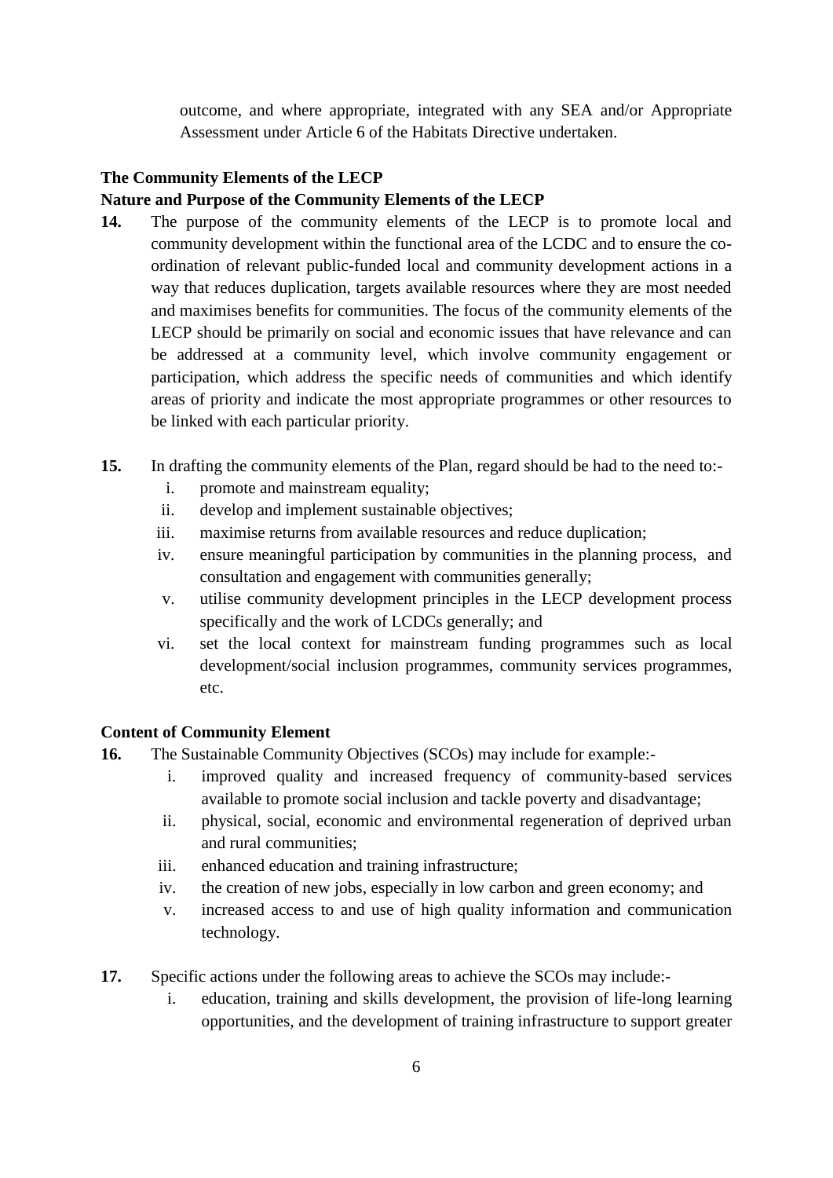outcome, and where appropriate, integrated with any SEA and/or Appropriate Assessment under Article 6 of the Habitats Directive undertaken.

**The Community Elements of the LECP**

**Nature and Purpose of the Community Elements of the LECP**

**14.** The purpose of the community elements of the LECP is to promote local and community development within the functional area of the LCDC and to ensure the co-ordination of relevant public-funded local and community development actions in a way that reduces duplication, targets available resources where they are most needed and maximises benefits for communities. The focus of the community elements of the LECP should be primarily on social and economic issues that have relevance and can be addressed at a community level, which involve community engagement or participation, which address the specific needs of communities and which identify areas of priority and indicate the most appropriate programmes or other resources to be linked with each particular priority.

**15.** In drafting the community elements of the Plan, regard should be had to the need to:-

i. promote and mainstream equality;
ii. develop and implement sustainable objectives;
iii. maximise returns from available resources and reduce duplication;
iv. ensure meaningful participation by communities in the planning process, and consultation and engagement with communities generally;
v. utilise community development principles in the LECP development process specifically and the work of LCDCs generally; and
vi. set the local context for mainstream funding programmes such as local development/social inclusion programmes, community services programmes, etc.

**Content of Community Element**

**16.** The Sustainable Community Objectives (SCOs) may include for example:-

i. improved quality and increased frequency of community-based services available to promote social inclusion and tackle poverty and disadvantage;
ii. physical, social, economic and environmental regeneration of deprived urban and rural communities;
iii. enhanced education and training infrastructure;
iv. the creation of new jobs, especially in low carbon and green economy; and
v. increased access to and use of high quality information and communication technology.

**17.** Specific actions under the following areas to achieve the SCOs may include:-

i. education, training and skills development, the provision of life-long learning opportunities, and the development of training infrastructure to support greater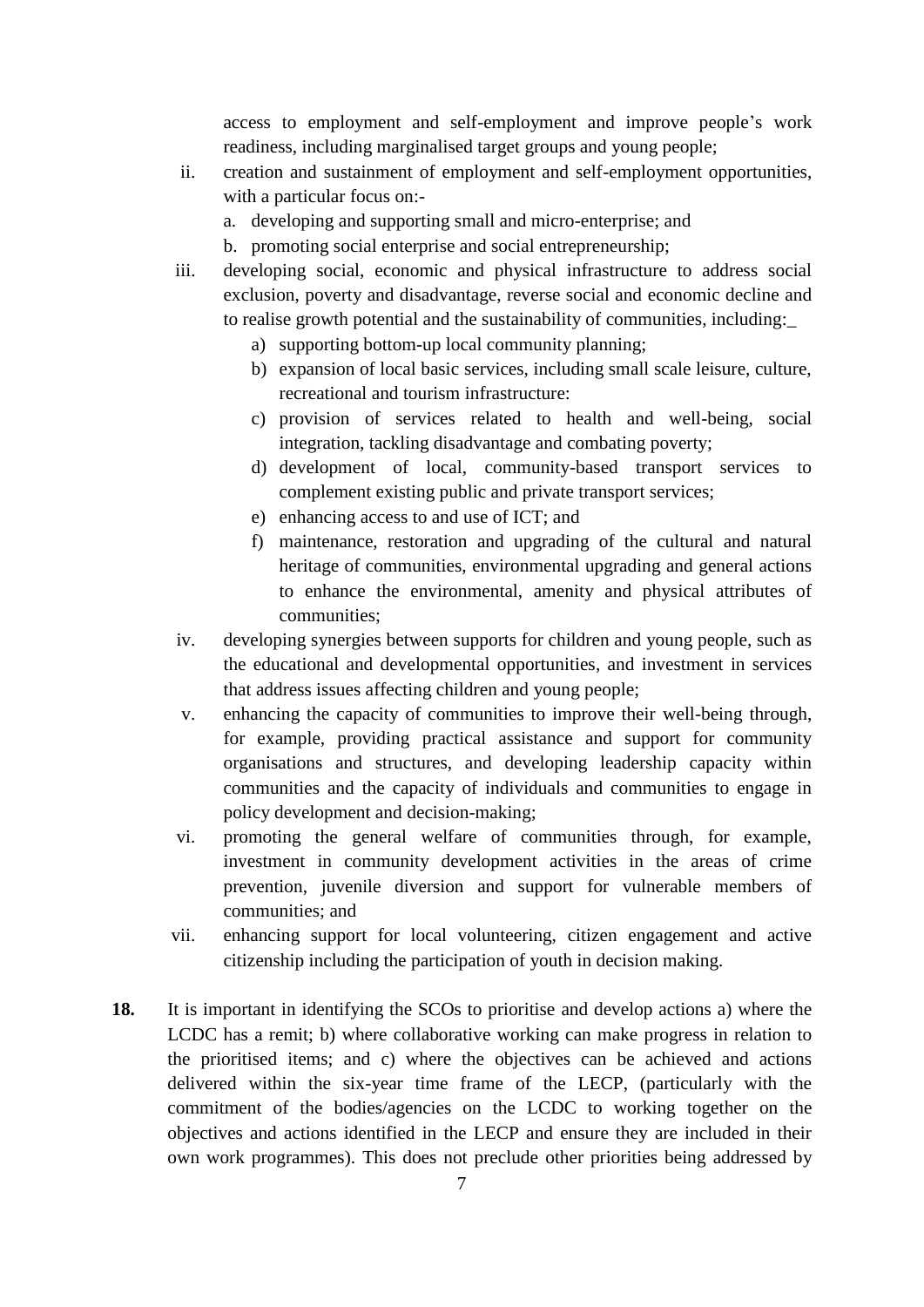access to employment and self-employment and improve people's work readiness, including marginalised target groups and young people;

ii. creation and sustainment of employment and self-employment opportunities, with a particular focus on:-
    a. developing and supporting small and micro-enterprise; and
    b. promoting social enterprise and social entrepreneurship;

iii. developing social, economic and physical infrastructure to address social exclusion, poverty and disadvantage, reverse social and economic decline and to realise growth potential and the sustainability of communities, including:_
    a) supporting bottom-up local community planning;
    b) expansion of local basic services, including small scale leisure, culture, recreational and tourism infrastructure:
    c) provision of services related to health and well-being, social integration, tackling disadvantage and combating poverty;
    d) development of local, community-based transport services to complement existing public and private transport services;
    e) enhancing access to and use of ICT; and
    f) maintenance, restoration and upgrading of the cultural and natural heritage of communities, environmental upgrading and general actions to enhance the environmental, amenity and physical attributes of communities;

iv. developing synergies between supports for children and young people, such as the educational and developmental opportunities, and investment in services that address issues affecting children and young people;

v. enhancing the capacity of communities to improve their well-being through, for example, providing practical assistance and support for community organisations and structures, and developing leadership capacity within communities and the capacity of individuals and communities to engage in policy development and decision-making;

vi. promoting the general welfare of communities through, for example, investment in community development activities in the areas of crime prevention, juvenile diversion and support for vulnerable members of communities; and

vii. enhancing support for local volunteering, citizen engagement and active citizenship including the participation of youth in decision making.

**18.** It is important in identifying the SCOs to prioritise and develop actions a) where the LCDC has a remit; b) where collaborative working can make progress in relation to the prioritised items; and c) where the objectives can be achieved and actions delivered within the six-year time frame of the LECP, (particularly with the commitment of the bodies/agencies on the LCDC to working together on the objectives and actions identified in the LECP and ensure they are included in their own work programmes). This does not preclude other priorities being addressed by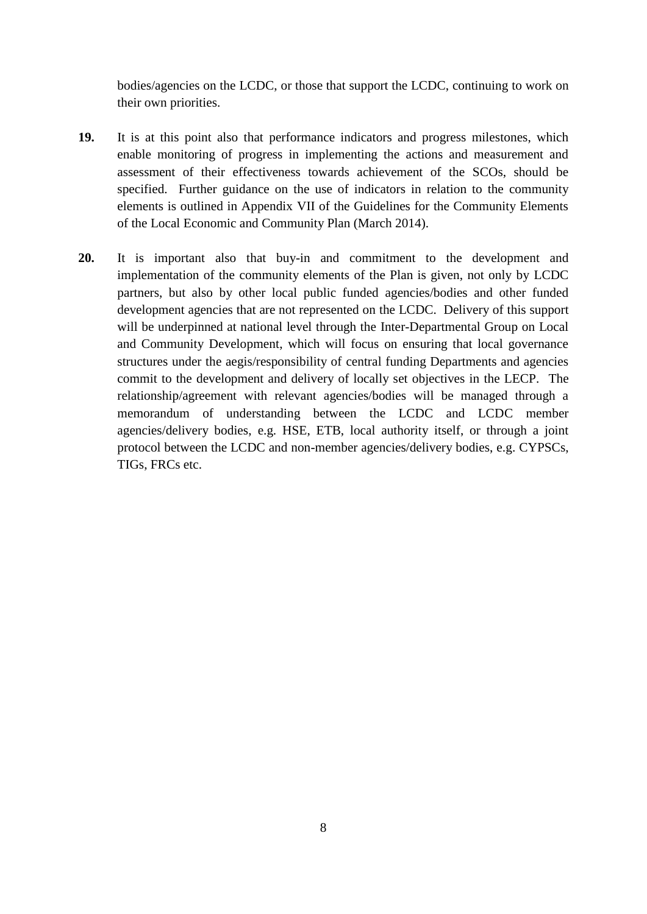bodies/agencies on the LCDC, or those that support the LCDC, continuing to work on their own priorities.

**19.** It is at this point also that performance indicators and progress milestones, which enable monitoring of progress in implementing the actions and measurement and assessment of their effectiveness towards achievement of the SCOs, should be specified. Further guidance on the use of indicators in relation to the community elements is outlined in Appendix VII of the Guidelines for the Community Elements of the Local Economic and Community Plan (March 2014).

**20.** It is important also that buy-in and commitment to the development and implementation of the community elements of the Plan is given, not only by LCDC partners, but also by other local public funded agencies/bodies and other funded development agencies that are not represented on the LCDC. Delivery of this support will be underpinned at national level through the Inter-Departmental Group on Local and Community Development, which will focus on ensuring that local governance structures under the aegis/responsibility of central funding Departments and agencies commit to the development and delivery of locally set objectives in the LECP. The relationship/agreement with relevant agencies/bodies will be managed through a memorandum of understanding between the LCDC and LCDC member agencies/delivery bodies, e.g. HSE, ETB, local authority itself, or through a joint protocol between the LCDC and non-member agencies/delivery bodies, e.g. CYPSCs, TIGs, FRCs etc.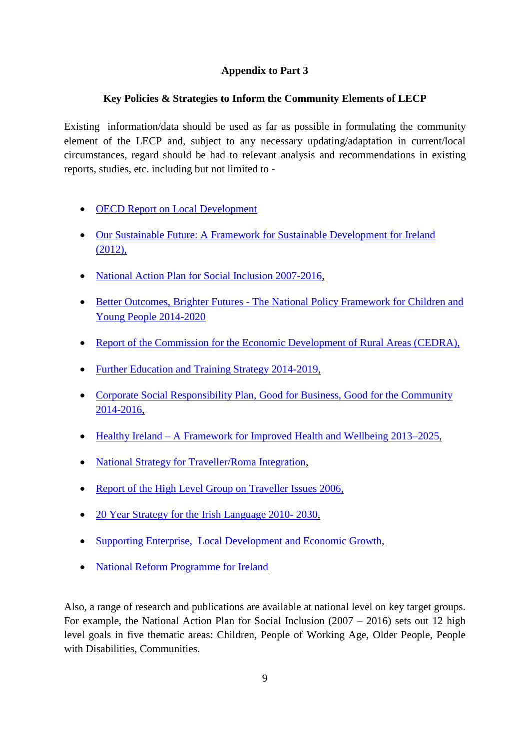## Appendix to Part 3

### Key Policies & Strategies to Inform the Community Elements of LECP

Existing information/data should be used as far as possible in formulating the community element of the LECP and, subject to any necessary updating/adaptation in current/local circumstances, regard should be had to relevant analysis and recommendations in existing reports, studies, etc. including but not limited to -

- OECD Report on Local Development
- Our Sustainable Future: A Framework for Sustainable Development for Ireland (2012),
- National Action Plan for Social Inclusion 2007-2016,
- Better Outcomes, Brighter Futures - The National Policy Framework for Children and Young People 2014-2020
- Report of the Commission for the Economic Development of Rural Areas (CEDRA),
- Further Education and Training Strategy 2014-2019,
- Corporate Social Responsibility Plan, Good for Business, Good for the Community 2014-2016,
- Healthy Ireland – A Framework for Improved Health and Wellbeing 2013–2025,
- National Strategy for Traveller/Roma Integration,
- Report of the High Level Group on Traveller Issues 2006,
- 20 Year Strategy for the Irish Language 2010- 2030,
- Supporting Enterprise, Local Development and Economic Growth,
- National Reform Programme for Ireland

Also, a range of research and publications are available at national level on key target groups. For example, the National Action Plan for Social Inclusion (2007 – 2016) sets out 12 high level goals in five thematic areas: Children, People of Working Age, Older People, People with Disabilities, Communities.